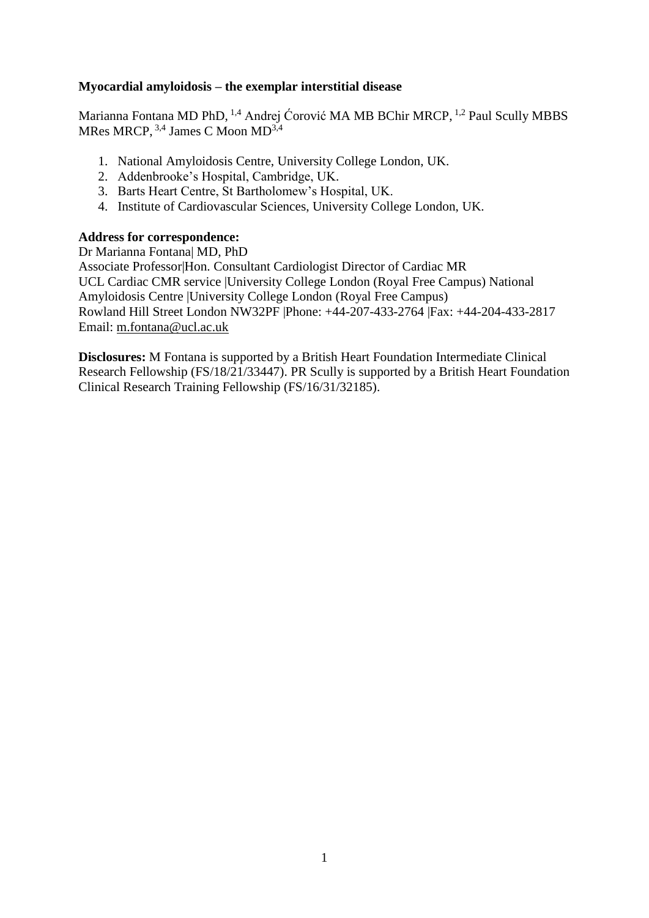# Myocardial amyloidosis – the exemplar interstitial disease

Marianna Fontana MD PhD, [1,4] Andrej Ćorović MA MB BChir MRCP, [1,2] Paul Scully MBBS MRes MRCP, [3,4] James C Moon MD[3,4]

1. National Amyloidosis Centre, University College London, UK.
2. Addenbrooke's Hospital, Cambridge, UK.
3. Barts Heart Centre, St Bartholomew's Hospital, UK.
4. Institute of Cardiovascular Sciences, University College London, UK.

**Address for correspondence:**
Dr Marianna Fontana| MD, PhD
Associate Professor|Hon. Consultant Cardiologist Director of Cardiac MR
UCL Cardiac CMR service |University College London (Royal Free Campus) National Amyloidosis Centre |University College London (Royal Free Campus)
Rowland Hill Street London NW32PF |Phone: +44-207-433-2764 |Fax: +44-204-433-2817
Email: m.fontana@ucl.ac.uk

**Disclosures:** M Fontana is supported by a British Heart Foundation Intermediate Clinical Research Fellowship (FS/18/21/33447). PR Scully is supported by a British Heart Foundation Clinical Research Training Fellowship (FS/16/31/32185).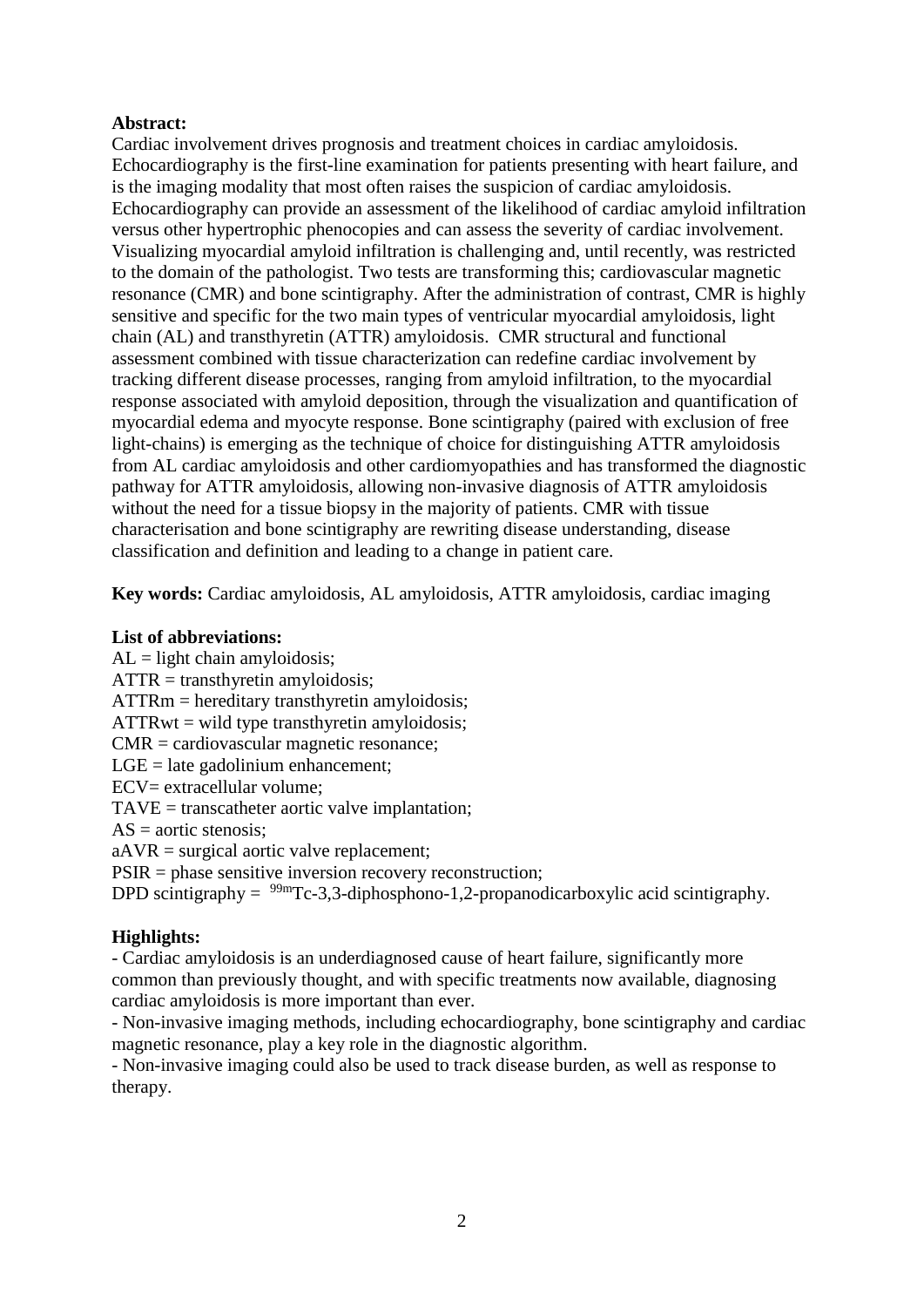**Abstract:**
Cardiac involvement drives prognosis and treatment choices in cardiac amyloidosis. Echocardiography is the first-line examination for patients presenting with heart failure, and is the imaging modality that most often raises the suspicion of cardiac amyloidosis. Echocardiography can provide an assessment of the likelihood of cardiac amyloid infiltration versus other hypertrophic phenocopies and can assess the severity of cardiac involvement. Visualizing myocardial amyloid infiltration is challenging and, until recently, was restricted to the domain of the pathologist. Two tests are transforming this; cardiovascular magnetic resonance (CMR) and bone scintigraphy. After the administration of contrast, CMR is highly sensitive and specific for the two main types of ventricular myocardial amyloidosis, light chain (AL) and transthyretin (ATTR) amyloidosis. CMR structural and functional assessment combined with tissue characterization can redefine cardiac involvement by tracking different disease processes, ranging from amyloid infiltration, to the myocardial response associated with amyloid deposition, through the visualization and quantification of myocardial edema and myocyte response. Bone scintigraphy (paired with exclusion of free light-chains) is emerging as the technique of choice for distinguishing ATTR amyloidosis from AL cardiac amyloidosis and other cardiomyopathies and has transformed the diagnostic pathway for ATTR amyloidosis, allowing non-invasive diagnosis of ATTR amyloidosis without the need for a tissue biopsy in the majority of patients. CMR with tissue characterisation and bone scintigraphy are rewriting disease understanding, disease classification and definition and leading to a change in patient care.

**Key words:** Cardiac amyloidosis, AL amyloidosis, ATTR amyloidosis, cardiac imaging

**List of abbreviations:**
AL = light chain amyloidosis;
ATTR = transthyretin amyloidosis;
ATTRm = hereditary transthyretin amyloidosis;
ATTRwt = wild type transthyretin amyloidosis;
CMR = cardiovascular magnetic resonance;
LGE = late gadolinium enhancement;
ECV= extracellular volume;
TAVE = transcatheter aortic valve implantation;
AS = aortic stenosis;
aAVR = surgical aortic valve replacement;
PSIR = phase sensitive inversion recovery reconstruction;
DPD scintigraphy = $^{99m}$Tc-3,3-diphosphono-1,2-propanodicarboxylic acid scintigraphy.

**Highlights:**
- Cardiac amyloidosis is an underdiagnosed cause of heart failure, significantly more common than previously thought, and with specific treatments now available, diagnosing cardiac amyloidosis is more important than ever.
- Non-invasive imaging methods, including echocardiography, bone scintigraphy and cardiac magnetic resonance, play a key role in the diagnostic algorithm.
- Non-invasive imaging could also be used to track disease burden, as well as response to therapy.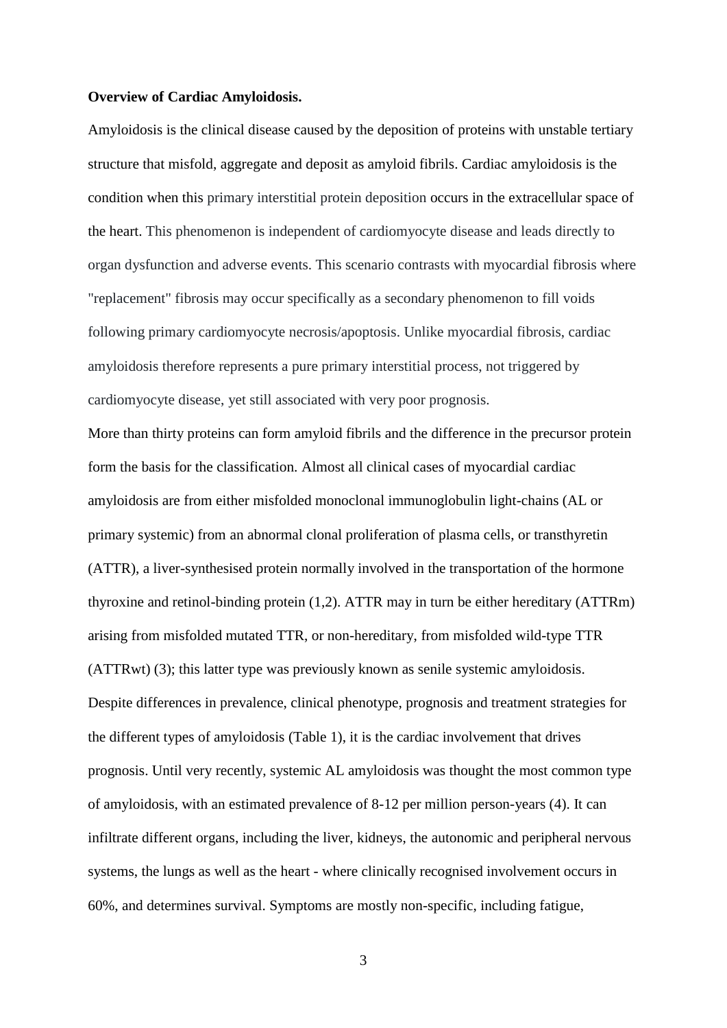**Overview of Cardiac Amyloidosis.**

Amyloidosis is the clinical disease caused by the deposition of proteins with unstable tertiary structure that misfold, aggregate and deposit as amyloid fibrils. Cardiac amyloidosis is the condition when this primary interstitial protein deposition occurs in the extracellular space of the heart. This phenomenon is independent of cardiomyocyte disease and leads directly to organ dysfunction and adverse events. This scenario contrasts with myocardial fibrosis where "replacement" fibrosis may occur specifically as a secondary phenomenon to fill voids following primary cardiomyocyte necrosis/apoptosis. Unlike myocardial fibrosis, cardiac amyloidosis therefore represents a pure primary interstitial process, not triggered by cardiomyocyte disease, yet still associated with very poor prognosis.

More than thirty proteins can form amyloid fibrils and the difference in the precursor protein form the basis for the classification. Almost all clinical cases of myocardial cardiac amyloidosis are from either misfolded monoclonal immunoglobulin light-chains (AL or primary systemic) from an abnormal clonal proliferation of plasma cells, or transthyretin (ATTR), a liver-synthesised protein normally involved in the transportation of the hormone thyroxine and retinol-binding protein (1,2). ATTR may in turn be either hereditary (ATTRm) arising from misfolded mutated TTR, or non-hereditary, from misfolded wild-type TTR (ATTRwt) (3); this latter type was previously known as senile systemic amyloidosis. Despite differences in prevalence, clinical phenotype, prognosis and treatment strategies for the different types of amyloidosis (Table 1), it is the cardiac involvement that drives prognosis. Until very recently, systemic AL amyloidosis was thought the most common type of amyloidosis, with an estimated prevalence of 8-12 per million person-years (4). It can infiltrate different organs, including the liver, kidneys, the autonomic and peripheral nervous systems, the lungs as well as the heart - where clinically recognised involvement occurs in 60%, and determines survival. Symptoms are mostly non-specific, including fatigue,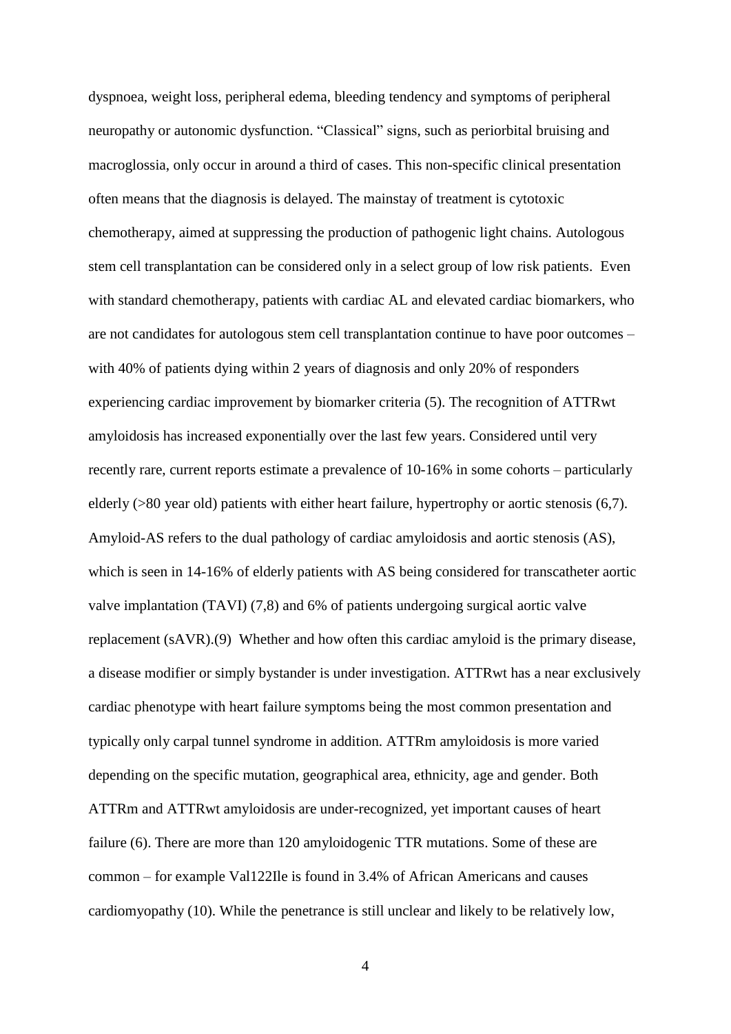dyspnoea, weight loss, peripheral edema, bleeding tendency and symptoms of peripheral neuropathy or autonomic dysfunction. "Classical" signs, such as periorbital bruising and macroglossia, only occur in around a third of cases. This non-specific clinical presentation often means that the diagnosis is delayed. The mainstay of treatment is cytotoxic chemotherapy, aimed at suppressing the production of pathogenic light chains. Autologous stem cell transplantation can be considered only in a select group of low risk patients. Even with standard chemotherapy, patients with cardiac AL and elevated cardiac biomarkers, who are not candidates for autologous stem cell transplantation continue to have poor outcomes – with 40% of patients dying within 2 years of diagnosis and only 20% of responders experiencing cardiac improvement by biomarker criteria (5). The recognition of ATTRwt amyloidosis has increased exponentially over the last few years. Considered until very recently rare, current reports estimate a prevalence of 10-16% in some cohorts – particularly elderly (>80 year old) patients with either heart failure, hypertrophy or aortic stenosis (6,7). Amyloid-AS refers to the dual pathology of cardiac amyloidosis and aortic stenosis (AS), which is seen in 14-16% of elderly patients with AS being considered for transcatheter aortic valve implantation (TAVI) (7,8) and 6% of patients undergoing surgical aortic valve replacement (sAVR).(9) Whether and how often this cardiac amyloid is the primary disease, a disease modifier or simply bystander is under investigation. ATTRwt has a near exclusively cardiac phenotype with heart failure symptoms being the most common presentation and typically only carpal tunnel syndrome in addition. ATTRm amyloidosis is more varied depending on the specific mutation, geographical area, ethnicity, age and gender. Both ATTRm and ATTRwt amyloidosis are under-recognized, yet important causes of heart failure (6). There are more than 120 amyloidogenic TTR mutations. Some of these are common – for example Val122Ile is found in 3.4% of African Americans and causes cardiomyopathy (10). While the penetrance is still unclear and likely to be relatively low,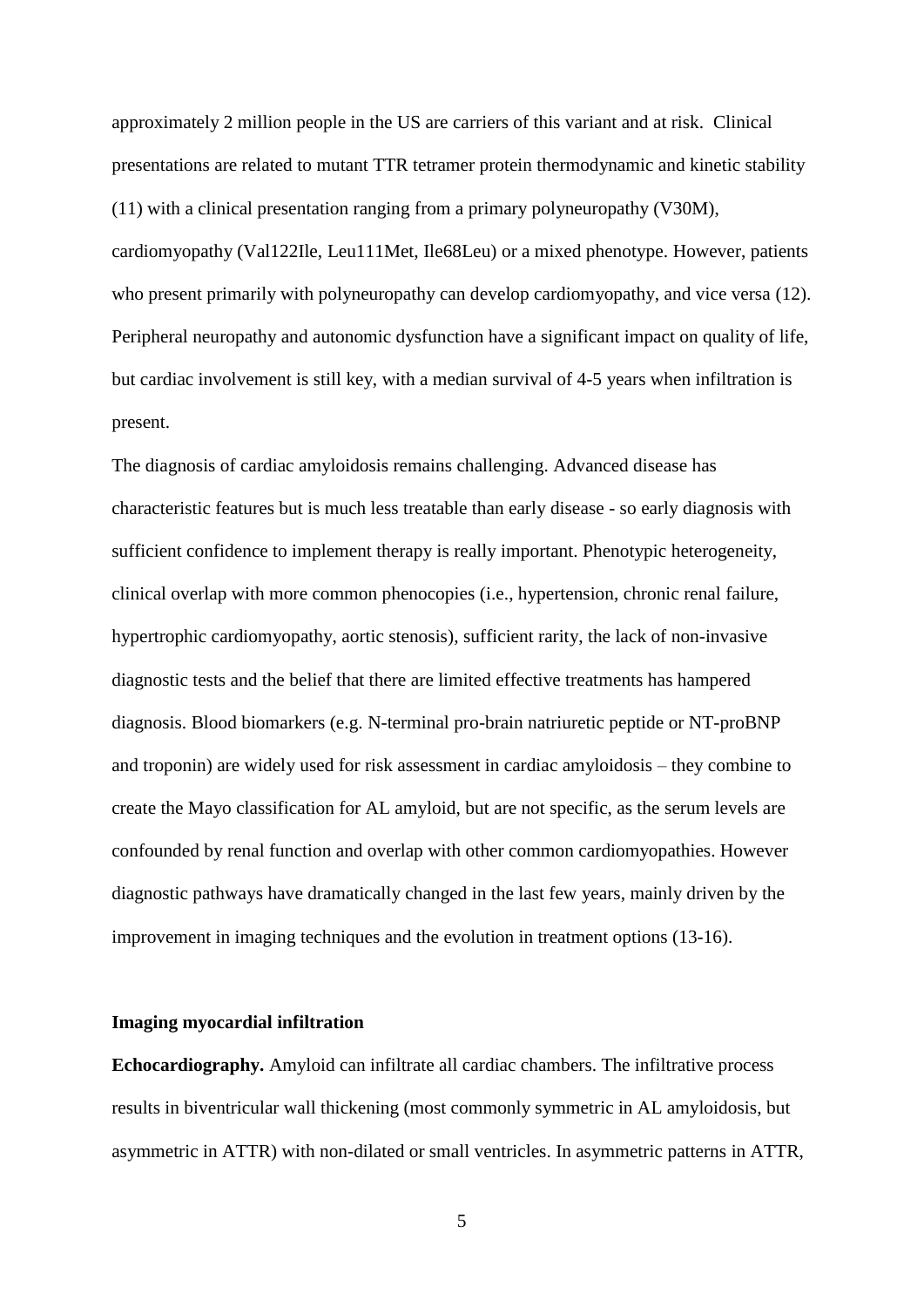approximately 2 million people in the US are carriers of this variant and at risk. Clinical presentations are related to mutant TTR tetramer protein thermodynamic and kinetic stability (11) with a clinical presentation ranging from a primary polyneuropathy (V30M), cardiomyopathy (Val122Ile, Leu111Met, Ile68Leu) or a mixed phenotype. However, patients who present primarily with polyneuropathy can develop cardiomyopathy, and vice versa (12). Peripheral neuropathy and autonomic dysfunction have a significant impact on quality of life, but cardiac involvement is still key, with a median survival of 4-5 years when infiltration is present.

The diagnosis of cardiac amyloidosis remains challenging. Advanced disease has characteristic features but is much less treatable than early disease - so early diagnosis with sufficient confidence to implement therapy is really important. Phenotypic heterogeneity, clinical overlap with more common phenocopies (i.e., hypertension, chronic renal failure, hypertrophic cardiomyopathy, aortic stenosis), sufficient rarity, the lack of non-invasive diagnostic tests and the belief that there are limited effective treatments has hampered diagnosis. Blood biomarkers (e.g. N-terminal pro-brain natriuretic peptide or NT-proBNP and troponin) are widely used for risk assessment in cardiac amyloidosis – they combine to create the Mayo classification for AL amyloid, but are not specific, as the serum levels are confounded by renal function and overlap with other common cardiomyopathies. However diagnostic pathways have dramatically changed in the last few years, mainly driven by the improvement in imaging techniques and the evolution in treatment options (13-16).

**Imaging myocardial infiltration**

**Echocardiography.** Amyloid can infiltrate all cardiac chambers. The infiltrative process results in biventricular wall thickening (most commonly symmetric in AL amyloidosis, but asymmetric in ATTR) with non-dilated or small ventricles. In asymmetric patterns in ATTR,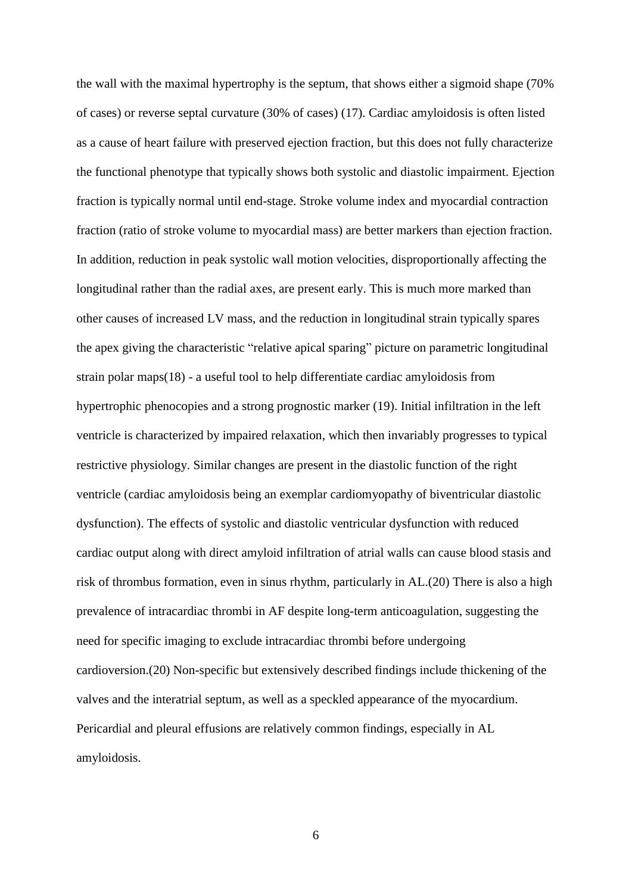the wall with the maximal hypertrophy is the septum, that shows either a sigmoid shape (70% of cases) or reverse septal curvature (30% of cases) (17). Cardiac amyloidosis is often listed as a cause of heart failure with preserved ejection fraction, but this does not fully characterize the functional phenotype that typically shows both systolic and diastolic impairment. Ejection fraction is typically normal until end-stage. Stroke volume index and myocardial contraction fraction (ratio of stroke volume to myocardial mass) are better markers than ejection fraction. In addition, reduction in peak systolic wall motion velocities, disproportionally affecting the longitudinal rather than the radial axes, are present early. This is much more marked than other causes of increased LV mass, and the reduction in longitudinal strain typically spares the apex giving the characteristic "relative apical sparing" picture on parametric longitudinal strain polar maps(18) - a useful tool to help differentiate cardiac amyloidosis from hypertrophic phenocopies and a strong prognostic marker (19). Initial infiltration in the left ventricle is characterized by impaired relaxation, which then invariably progresses to typical restrictive physiology. Similar changes are present in the diastolic function of the right ventricle (cardiac amyloidosis being an exemplar cardiomyopathy of biventricular diastolic dysfunction). The effects of systolic and diastolic ventricular dysfunction with reduced cardiac output along with direct amyloid infiltration of atrial walls can cause blood stasis and risk of thrombus formation, even in sinus rhythm, particularly in AL.(20) There is also a high prevalence of intracardiac thrombi in AF despite long-term anticoagulation, suggesting the need for specific imaging to exclude intracardiac thrombi before undergoing cardioversion.(20) Non-specific but extensively described findings include thickening of the valves and the interatrial septum, as well as a speckled appearance of the myocardium. Pericardial and pleural effusions are relatively common findings, especially in AL amyloidosis.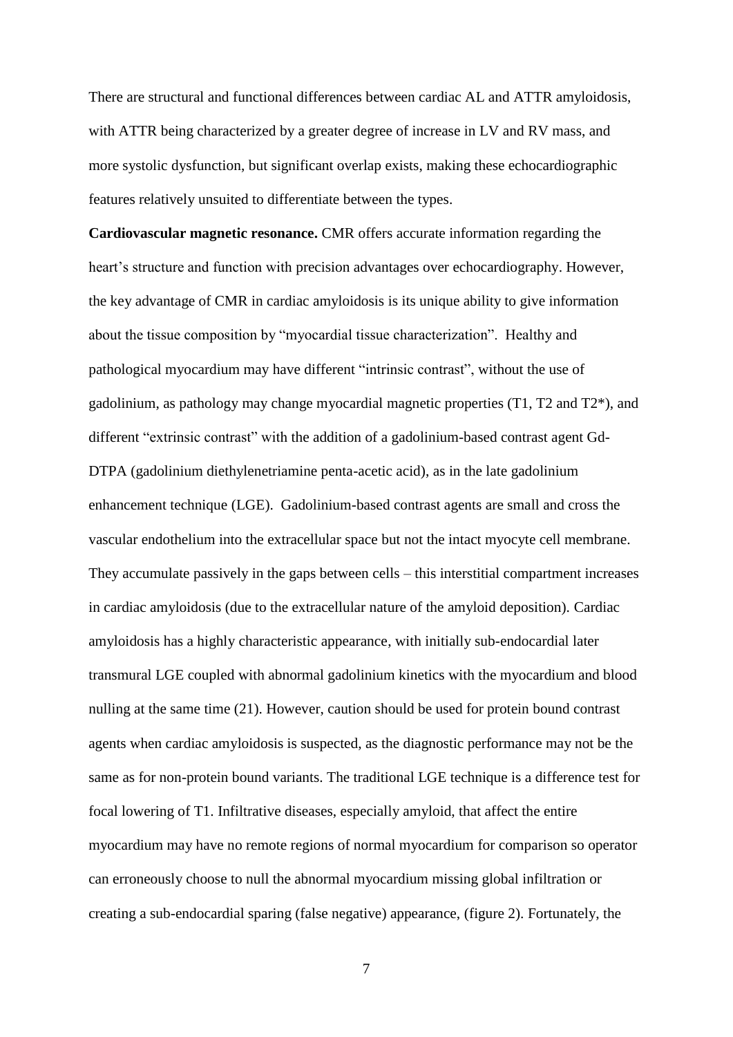There are structural and functional differences between cardiac AL and ATTR amyloidosis, with ATTR being characterized by a greater degree of increase in LV and RV mass, and more systolic dysfunction, but significant overlap exists, making these echocardiographic features relatively unsuited to differentiate between the types.

**Cardiovascular magnetic resonance.** CMR offers accurate information regarding the heart's structure and function with precision advantages over echocardiography. However, the key advantage of CMR in cardiac amyloidosis is its unique ability to give information about the tissue composition by "myocardial tissue characterization". Healthy and pathological myocardium may have different "intrinsic contrast", without the use of gadolinium, as pathology may change myocardial magnetic properties (T1, T2 and T2*), and different "extrinsic contrast" with the addition of a gadolinium-based contrast agent Gd-DTPA (gadolinium diethylenetriamine penta-acetic acid), as in the late gadolinium enhancement technique (LGE). Gadolinium-based contrast agents are small and cross the vascular endothelium into the extracellular space but not the intact myocyte cell membrane. They accumulate passively in the gaps between cells – this interstitial compartment increases in cardiac amyloidosis (due to the extracellular nature of the amyloid deposition). Cardiac amyloidosis has a highly characteristic appearance, with initially sub-endocardial later transmural LGE coupled with abnormal gadolinium kinetics with the myocardium and blood nulling at the same time (21). However, caution should be used for protein bound contrast agents when cardiac amyloidosis is suspected, as the diagnostic performance may not be the same as for non-protein bound variants. The traditional LGE technique is a difference test for focal lowering of T1. Infiltrative diseases, especially amyloid, that affect the entire myocardium may have no remote regions of normal myocardium for comparison so operator can erroneously choose to null the abnormal myocardium missing global infiltration or creating a sub-endocardial sparing (false negative) appearance, (figure 2). Fortunately, the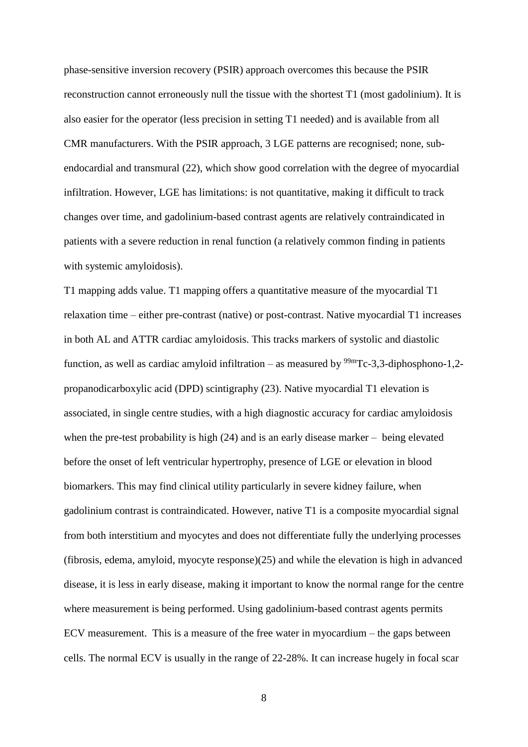phase-sensitive inversion recovery (PSIR) approach overcomes this because the PSIR reconstruction cannot erroneously null the tissue with the shortest T1 (most gadolinium). It is also easier for the operator (less precision in setting T1 needed) and is available from all CMR manufacturers. With the PSIR approach, 3 LGE patterns are recognised; none, sub-endocardial and transmural (22), which show good correlation with the degree of myocardial infiltration. However, LGE has limitations: is not quantitative, making it difficult to track changes over time, and gadolinium-based contrast agents are relatively contraindicated in patients with a severe reduction in renal function (a relatively common finding in patients with systemic amyloidosis).

T1 mapping adds value. T1 mapping offers a quantitative measure of the myocardial T1 relaxation time – either pre-contrast (native) or post-contrast. Native myocardial T1 increases in both AL and ATTR cardiac amyloidosis. This tracks markers of systolic and diastolic function, as well as cardiac amyloid infiltration – as measured by $^{99m}$Tc-3,3-diphosphono-1,2-propanodicarboxylic acid (DPD) scintigraphy (23). Native myocardial T1 elevation is associated, in single centre studies, with a high diagnostic accuracy for cardiac amyloidosis when the pre-test probability is high (24) and is an early disease marker – being elevated before the onset of left ventricular hypertrophy, presence of LGE or elevation in blood biomarkers. This may find clinical utility particularly in severe kidney failure, when gadolinium contrast is contraindicated. However, native T1 is a composite myocardial signal from both interstitium and myocytes and does not differentiate fully the underlying processes (fibrosis, edema, amyloid, myocyte response)(25) and while the elevation is high in advanced disease, it is less in early disease, making it important to know the normal range for the centre where measurement is being performed. Using gadolinium-based contrast agents permits ECV measurement. This is a measure of the free water in myocardium – the gaps between cells. The normal ECV is usually in the range of 22-28%. It can increase hugely in focal scar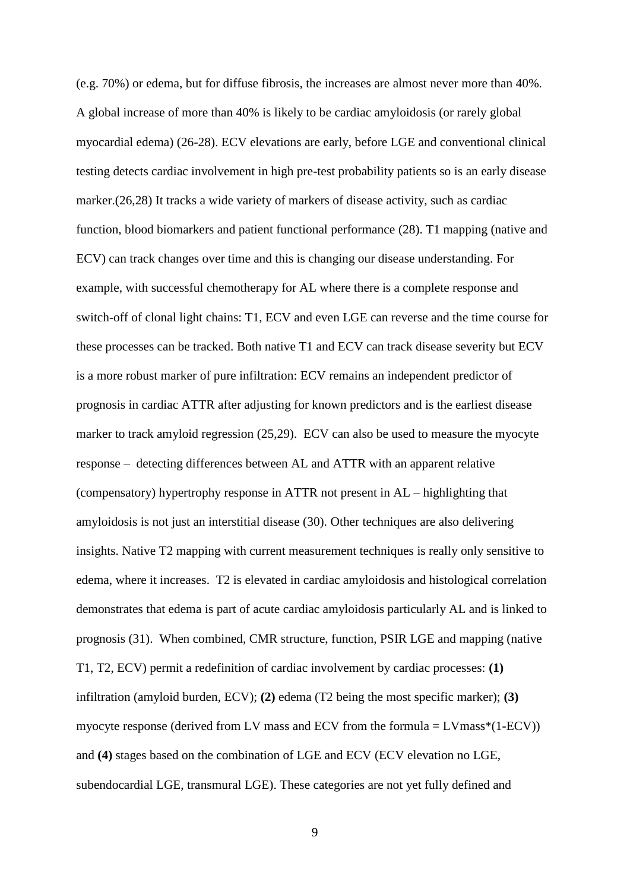(e.g. 70%) or edema, but for diffuse fibrosis, the increases are almost never more than 40%. A global increase of more than 40% is likely to be cardiac amyloidosis (or rarely global myocardial edema) (26-28). ECV elevations are early, before LGE and conventional clinical testing detects cardiac involvement in high pre-test probability patients so is an early disease marker.(26,28) It tracks a wide variety of markers of disease activity, such as cardiac function, blood biomarkers and patient functional performance (28). T1 mapping (native and ECV) can track changes over time and this is changing our disease understanding. For example, with successful chemotherapy for AL where there is a complete response and switch-off of clonal light chains: T1, ECV and even LGE can reverse and the time course for these processes can be tracked. Both native T1 and ECV can track disease severity but ECV is a more robust marker of pure infiltration: ECV remains an independent predictor of prognosis in cardiac ATTR after adjusting for known predictors and is the earliest disease marker to track amyloid regression (25,29). ECV can also be used to measure the myocyte response – detecting differences between AL and ATTR with an apparent relative (compensatory) hypertrophy response in ATTR not present in AL – highlighting that amyloidosis is not just an interstitial disease (30). Other techniques are also delivering insights. Native T2 mapping with current measurement techniques is really only sensitive to edema, where it increases. T2 is elevated in cardiac amyloidosis and histological correlation demonstrates that edema is part of acute cardiac amyloidosis particularly AL and is linked to prognosis (31). When combined, CMR structure, function, PSIR LGE and mapping (native T1, T2, ECV) permit a redefinition of cardiac involvement by cardiac processes: **(1)** infiltration (amyloid burden, ECV); **(2)** edema (T2 being the most specific marker); **(3)** myocyte response (derived from LV mass and ECV from the formula = LVmass*(1-ECV)) and **(4)** stages based on the combination of LGE and ECV (ECV elevation no LGE, subendocardial LGE, transmural LGE). These categories are not yet fully defined and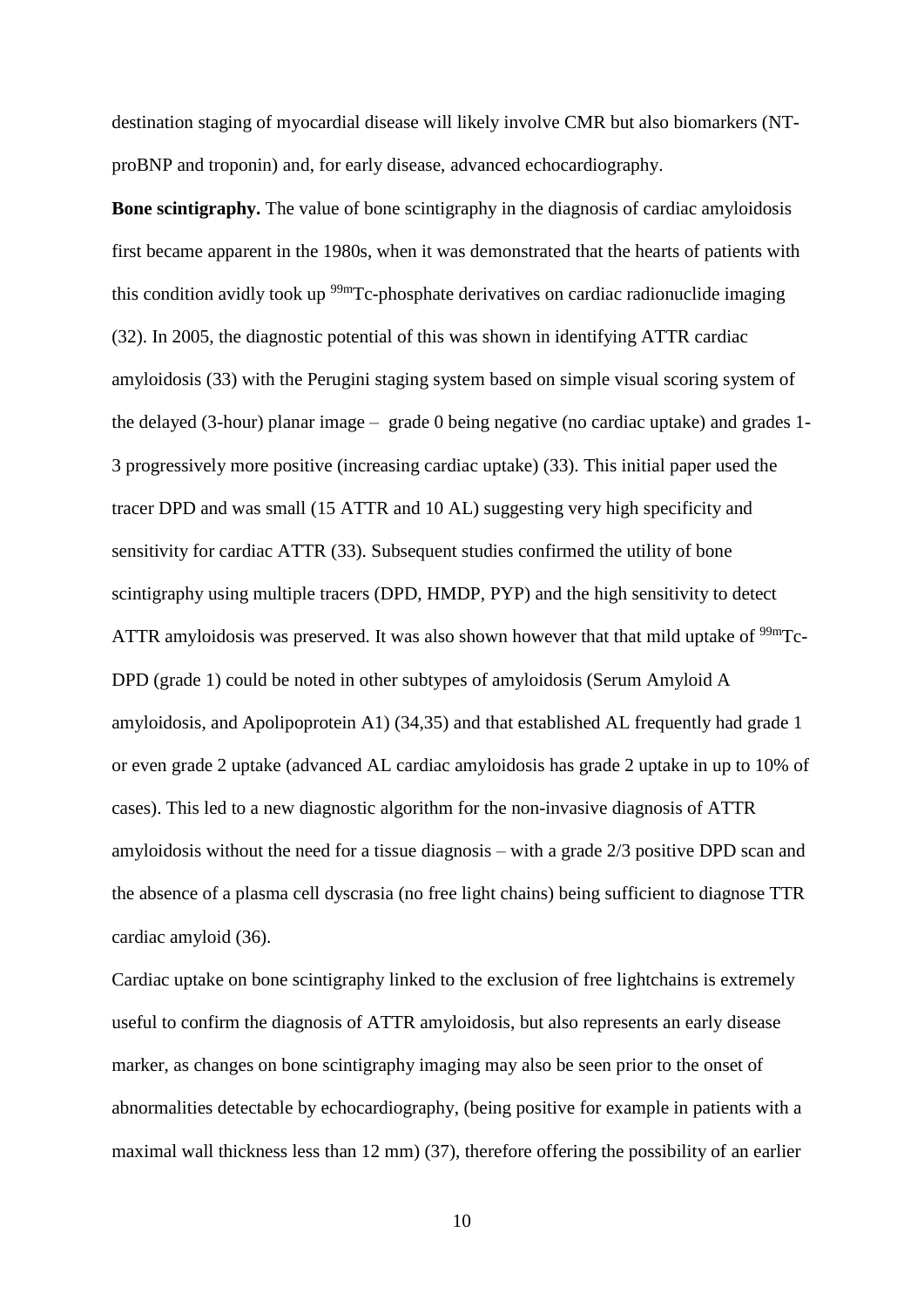destination staging of myocardial disease will likely involve CMR but also biomarkers (NT-proBNP and troponin) and, for early disease, advanced echocardiography.

**Bone scintigraphy.** The value of bone scintigraphy in the diagnosis of cardiac amyloidosis first became apparent in the 1980s, when it was demonstrated that the hearts of patients with this condition avidly took up $^{99m}$Tc-phosphate derivatives on cardiac radionuclide imaging (32). In 2005, the diagnostic potential of this was shown in identifying ATTR cardiac amyloidosis (33) with the Perugini staging system based on simple visual scoring system of the delayed (3-hour) planar image – grade 0 being negative (no cardiac uptake) and grades 1-3 progressively more positive (increasing cardiac uptake) (33). This initial paper used the tracer DPD and was small (15 ATTR and 10 AL) suggesting very high specificity and sensitivity for cardiac ATTR (33). Subsequent studies confirmed the utility of bone scintigraphy using multiple tracers (DPD, HMDP, PYP) and the high sensitivity to detect ATTR amyloidosis was preserved. It was also shown however that that mild uptake of $^{99m}$Tc-DPD (grade 1) could be noted in other subtypes of amyloidosis (Serum Amyloid A amyloidosis, and Apolipoprotein A1) (34,35) and that established AL frequently had grade 1 or even grade 2 uptake (advanced AL cardiac amyloidosis has grade 2 uptake in up to 10% of cases). This led to a new diagnostic algorithm for the non-invasive diagnosis of ATTR amyloidosis without the need for a tissue diagnosis – with a grade 2/3 positive DPD scan and the absence of a plasma cell dyscrasia (no free light chains) being sufficient to diagnose TTR cardiac amyloid (36).

Cardiac uptake on bone scintigraphy linked to the exclusion of free lightchains is extremely useful to confirm the diagnosis of ATTR amyloidosis, but also represents an early disease marker, as changes on bone scintigraphy imaging may also be seen prior to the onset of abnormalities detectable by echocardiography, (being positive for example in patients with a maximal wall thickness less than 12 mm) (37), therefore offering the possibility of an earlier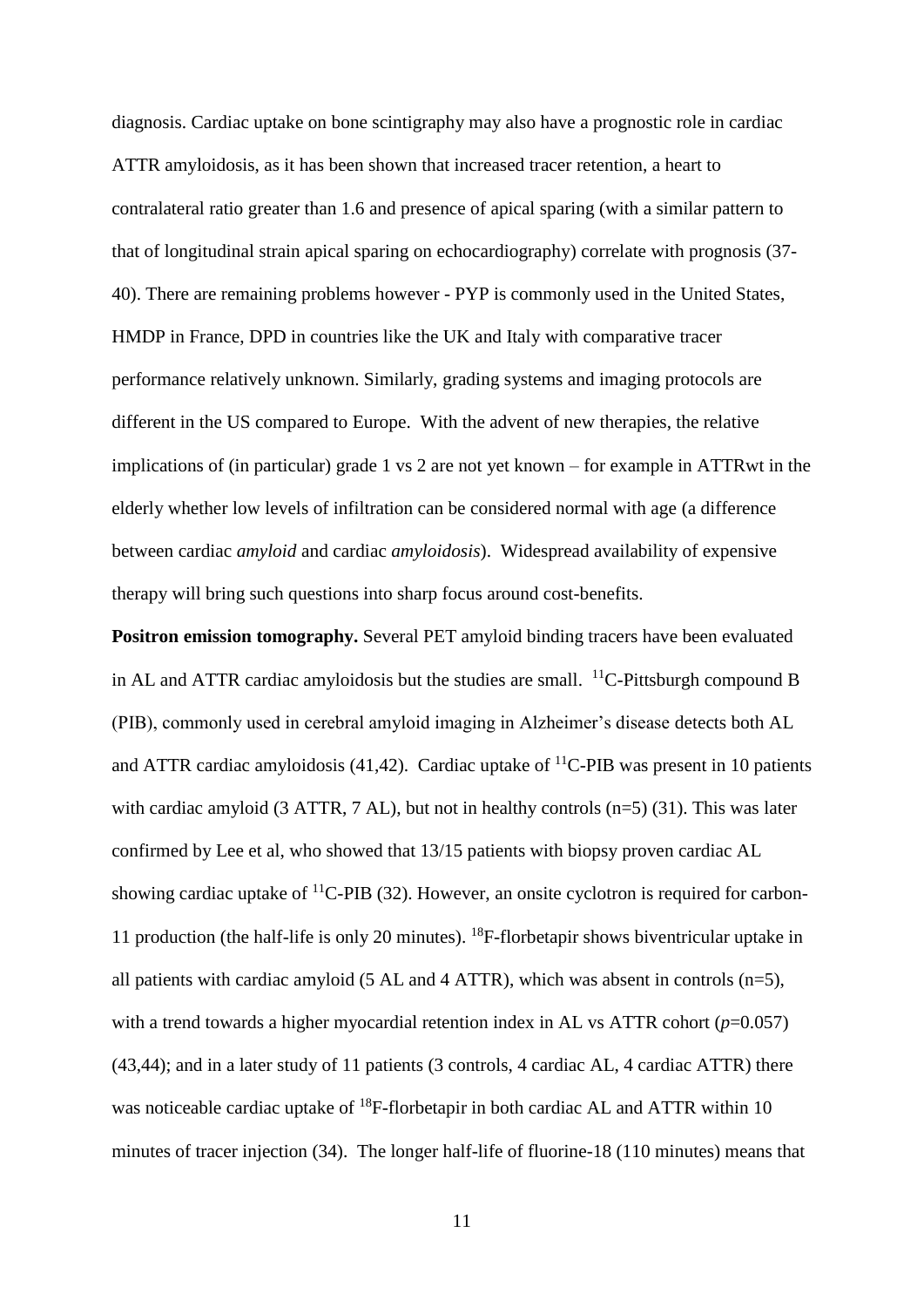diagnosis. Cardiac uptake on bone scintigraphy may also have a prognostic role in cardiac ATTR amyloidosis, as it has been shown that increased tracer retention, a heart to contralateral ratio greater than 1.6 and presence of apical sparing (with a similar pattern to that of longitudinal strain apical sparing on echocardiography) correlate with prognosis (37-40). There are remaining problems however - PYP is commonly used in the United States, HMDP in France, DPD in countries like the UK and Italy with comparative tracer performance relatively unknown. Similarly, grading systems and imaging protocols are different in the US compared to Europe. With the advent of new therapies, the relative implications of (in particular) grade 1 vs 2 are not yet known – for example in ATTRwt in the elderly whether low levels of infiltration can be considered normal with age (a difference between cardiac *amyloid* and cardiac *amyloidosis*). Widespread availability of expensive therapy will bring such questions into sharp focus around cost-benefits.

**Positron emission tomography.** Several PET amyloid binding tracers have been evaluated in AL and ATTR cardiac amyloidosis but the studies are small. $^{11}$C-Pittsburgh compound B (PIB), commonly used in cerebral amyloid imaging in Alzheimer's disease detects both AL and ATTR cardiac amyloidosis (41,42). Cardiac uptake of $^{11}$C-PIB was present in 10 patients with cardiac amyloid (3 ATTR, 7 AL), but not in healthy controls (n=5) (31). This was later confirmed by Lee et al, who showed that 13/15 patients with biopsy proven cardiac AL showing cardiac uptake of $^{11}$C-PIB (32). However, an onsite cyclotron is required for carbon-11 production (the half-life is only 20 minutes). $^{18}$F-florbetapir shows biventricular uptake in all patients with cardiac amyloid (5 AL and 4 ATTR), which was absent in controls (n=5), with a trend towards a higher myocardial retention index in AL vs ATTR cohort ($p$=0.057) (43,44); and in a later study of 11 patients (3 controls, 4 cardiac AL, 4 cardiac ATTR) there was noticeable cardiac uptake of $^{18}$F-florbetapir in both cardiac AL and ATTR within 10 minutes of tracer injection (34). The longer half-life of fluorine-18 (110 minutes) means that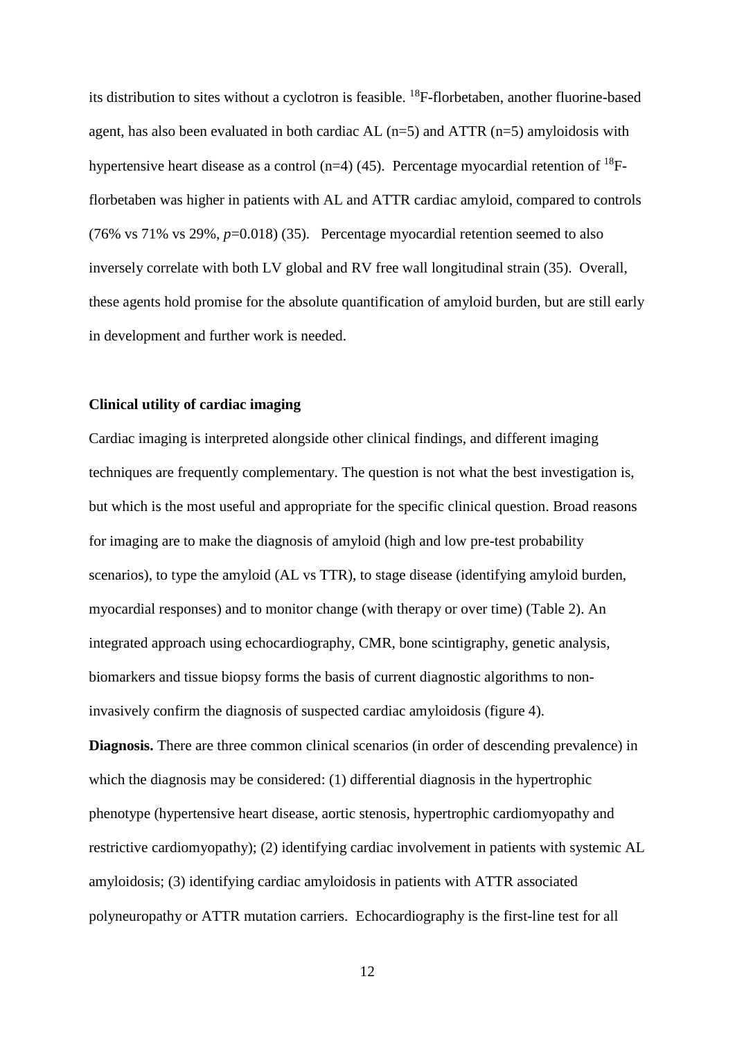its distribution to sites without a cyclotron is feasible. $^{18}$F-florbetaben, another fluorine-based agent, has also been evaluated in both cardiac AL (n=5) and ATTR (n=5) amyloidosis with hypertensive heart disease as a control (n=4) (45). Percentage myocardial retention of $^{18}$F-florbetaben was higher in patients with AL and ATTR cardiac amyloid, compared to controls (76% vs 71% vs 29%, $p$=0.018) (35). Percentage myocardial retention seemed to also inversely correlate with both LV global and RV free wall longitudinal strain (35). Overall, these agents hold promise for the absolute quantification of amyloid burden, but are still early in development and further work is needed.

**Clinical utility of cardiac imaging**

Cardiac imaging is interpreted alongside other clinical findings, and different imaging techniques are frequently complementary. The question is not what the best investigation is, but which is the most useful and appropriate for the specific clinical question. Broad reasons for imaging are to make the diagnosis of amyloid (high and low pre-test probability scenarios), to type the amyloid (AL vs TTR), to stage disease (identifying amyloid burden, myocardial responses) and to monitor change (with therapy or over time) (Table 2). An integrated approach using echocardiography, CMR, bone scintigraphy, genetic analysis, biomarkers and tissue biopsy forms the basis of current diagnostic algorithms to non-invasively confirm the diagnosis of suspected cardiac amyloidosis (figure 4).

**Diagnosis.** There are three common clinical scenarios (in order of descending prevalence) in which the diagnosis may be considered: (1) differential diagnosis in the hypertrophic phenotype (hypertensive heart disease, aortic stenosis, hypertrophic cardiomyopathy and restrictive cardiomyopathy); (2) identifying cardiac involvement in patients with systemic AL amyloidosis; (3) identifying cardiac amyloidosis in patients with ATTR associated polyneuropathy or ATTR mutation carriers. Echocardiography is the first-line test for all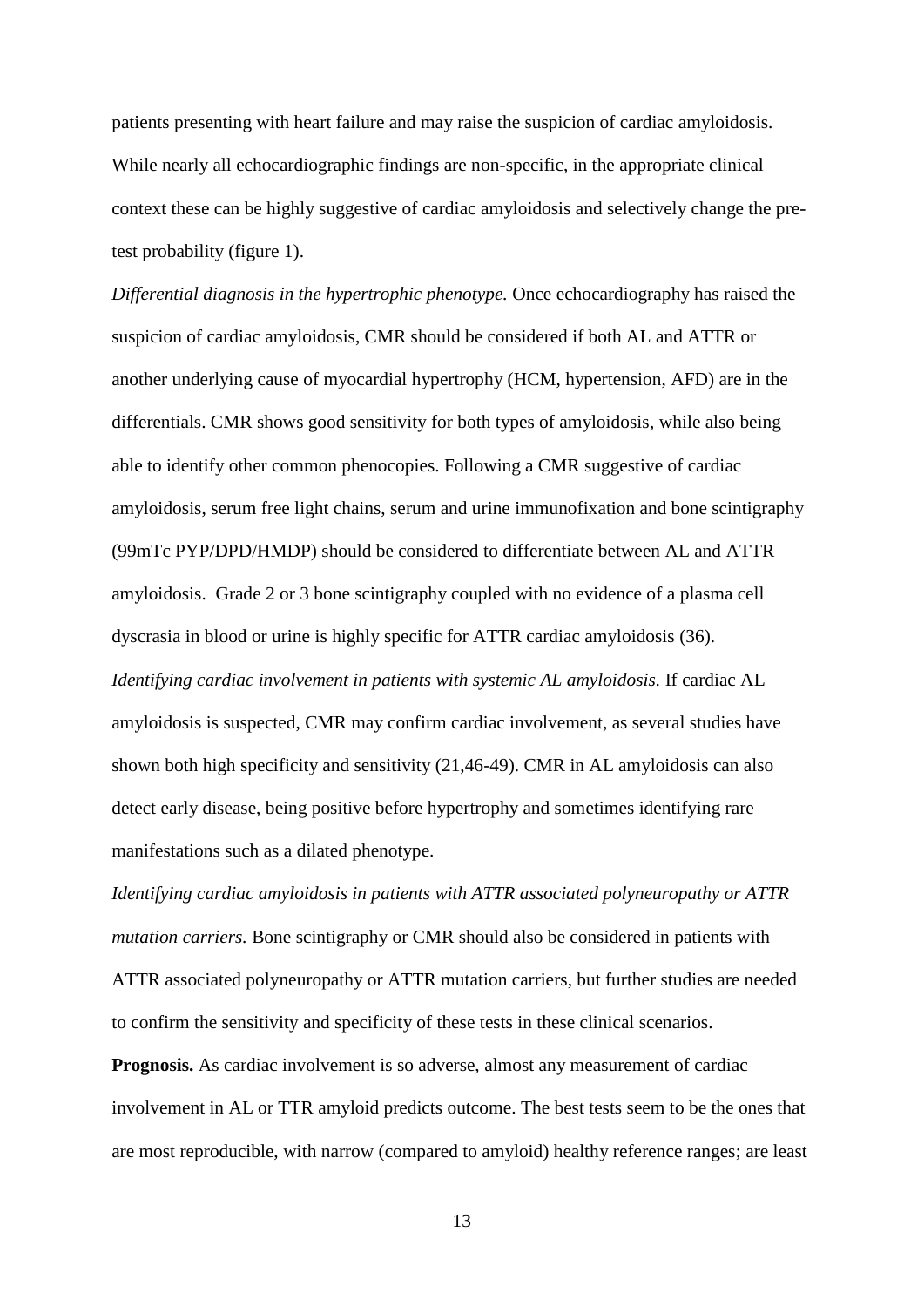patients presenting with heart failure and may raise the suspicion of cardiac amyloidosis. While nearly all echocardiographic findings are non-specific, in the appropriate clinical context these can be highly suggestive of cardiac amyloidosis and selectively change the pre-test probability (figure 1).

*Differential diagnosis in the hypertrophic phenotype.* Once echocardiography has raised the suspicion of cardiac amyloidosis, CMR should be considered if both AL and ATTR or another underlying cause of myocardial hypertrophy (HCM, hypertension, AFD) are in the differentials. CMR shows good sensitivity for both types of amyloidosis, while also being able to identify other common phenocopies. Following a CMR suggestive of cardiac amyloidosis, serum free light chains, serum and urine immunofixation and bone scintigraphy (99mTc PYP/DPD/HMDP) should be considered to differentiate between AL and ATTR amyloidosis. Grade 2 or 3 bone scintigraphy coupled with no evidence of a plasma cell dyscrasia in blood or urine is highly specific for ATTR cardiac amyloidosis (36).

*Identifying cardiac involvement in patients with systemic AL amyloidosis.* If cardiac AL amyloidosis is suspected, CMR may confirm cardiac involvement, as several studies have shown both high specificity and sensitivity (21,46-49). CMR in AL amyloidosis can also detect early disease, being positive before hypertrophy and sometimes identifying rare manifestations such as a dilated phenotype.

*Identifying cardiac amyloidosis in patients with ATTR associated polyneuropathy or ATTR mutation carriers.* Bone scintigraphy or CMR should also be considered in patients with ATTR associated polyneuropathy or ATTR mutation carriers, but further studies are needed to confirm the sensitivity and specificity of these tests in these clinical scenarios.

**Prognosis.** As cardiac involvement is so adverse, almost any measurement of cardiac involvement in AL or TTR amyloid predicts outcome. The best tests seem to be the ones that are most reproducible, with narrow (compared to amyloid) healthy reference ranges; are least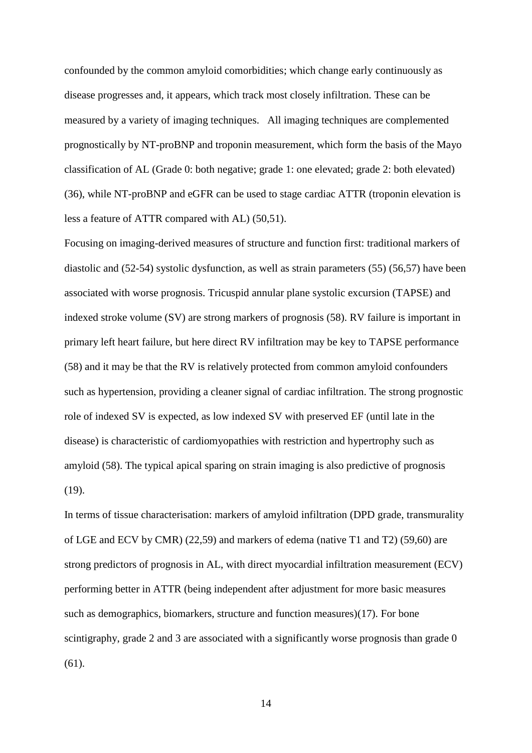confounded by the common amyloid comorbidities; which change early continuously as disease progresses and, it appears, which track most closely infiltration. These can be measured by a variety of imaging techniques.   All imaging techniques are complemented prognostically by NT-proBNP and troponin measurement, which form the basis of the Mayo classification of AL (Grade 0: both negative; grade 1: one elevated; grade 2: both elevated) (36), while NT-proBNP and eGFR can be used to stage cardiac ATTR (troponin elevation is less a feature of ATTR compared with AL) (50,51).

Focusing on imaging-derived measures of structure and function first: traditional markers of diastolic and (52-54) systolic dysfunction, as well as strain parameters (55) (56,57) have been associated with worse prognosis. Tricuspid annular plane systolic excursion (TAPSE) and indexed stroke volume (SV) are strong markers of prognosis (58). RV failure is important in primary left heart failure, but here direct RV infiltration may be key to TAPSE performance (58) and it may be that the RV is relatively protected from common amyloid confounders such as hypertension, providing a cleaner signal of cardiac infiltration. The strong prognostic role of indexed SV is expected, as low indexed SV with preserved EF (until late in the disease) is characteristic of cardiomyopathies with restriction and hypertrophy such as amyloid (58). The typical apical sparing on strain imaging is also predictive of prognosis (19).

In terms of tissue characterisation: markers of amyloid infiltration (DPD grade, transmurality of LGE and ECV by CMR) (22,59) and markers of edema (native T1 and T2) (59,60) are strong predictors of prognosis in AL, with direct myocardial infiltration measurement (ECV) performing better in ATTR (being independent after adjustment for more basic measures such as demographics, biomarkers, structure and function measures)(17). For bone scintigraphy, grade 2 and 3 are associated with a significantly worse prognosis than grade 0 (61).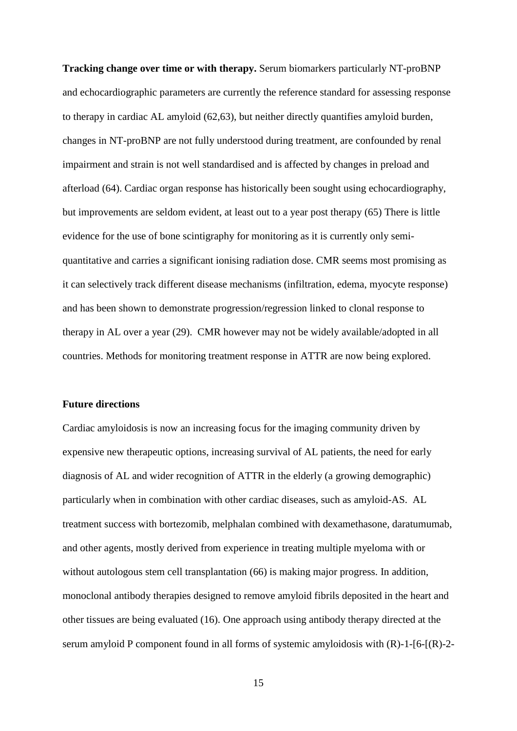**Tracking change over time or with therapy.** Serum biomarkers particularly NT-proBNP and echocardiographic parameters are currently the reference standard for assessing response to therapy in cardiac AL amyloid (62,63), but neither directly quantifies amyloid burden, changes in NT-proBNP are not fully understood during treatment, are confounded by renal impairment and strain is not well standardised and is affected by changes in preload and afterload (64). Cardiac organ response has historically been sought using echocardiography, but improvements are seldom evident, at least out to a year post therapy (65) There is little evidence for the use of bone scintigraphy for monitoring as it is currently only semi-quantitative and carries a significant ionising radiation dose. CMR seems most promising as it can selectively track different disease mechanisms (infiltration, edema, myocyte response) and has been shown to demonstrate progression/regression linked to clonal response to therapy in AL over a year (29). CMR however may not be widely available/adopted in all countries. Methods for monitoring treatment response in ATTR are now being explored.

**Future directions**

Cardiac amyloidosis is now an increasing focus for the imaging community driven by expensive new therapeutic options, increasing survival of AL patients, the need for early diagnosis of AL and wider recognition of ATTR in the elderly (a growing demographic) particularly when in combination with other cardiac diseases, such as amyloid-AS. AL treatment success with bortezomib, melphalan combined with dexamethasone, daratumumab, and other agents, mostly derived from experience in treating multiple myeloma with or without autologous stem cell transplantation (66) is making major progress. In addition, monoclonal antibody therapies designed to remove amyloid fibrils deposited in the heart and other tissues are being evaluated (16). One approach using antibody therapy directed at the serum amyloid P component found in all forms of systemic amyloidosis with (R)-1-[6-[(R)-2-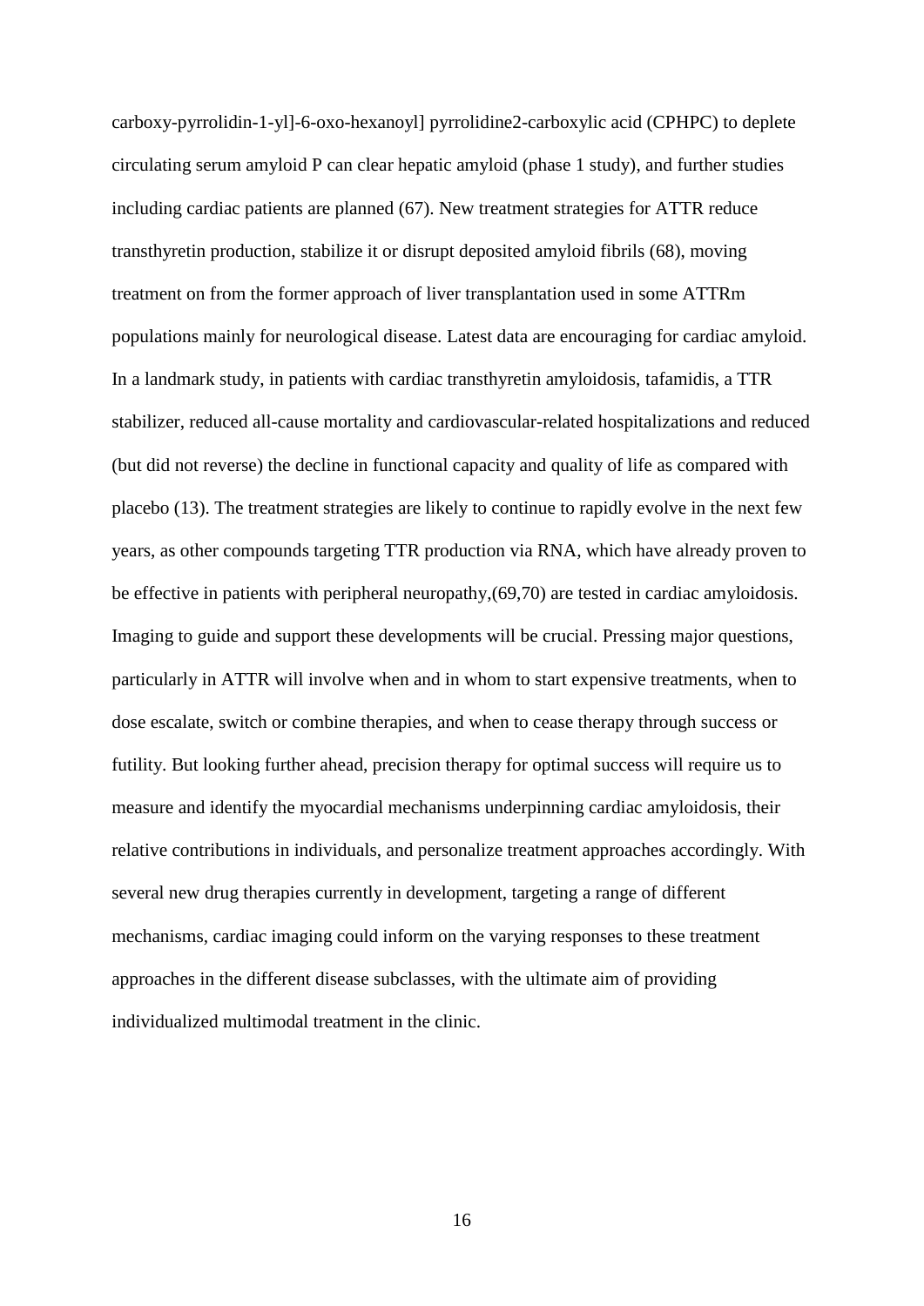carboxy-pyrrolidin-1-yl]-6-oxo-hexanoyl] pyrrolidine2-carboxylic acid (CPHPC) to deplete circulating serum amyloid P can clear hepatic amyloid (phase 1 study), and further studies including cardiac patients are planned (67). New treatment strategies for ATTR reduce transthyretin production, stabilize it or disrupt deposited amyloid fibrils (68), moving treatment on from the former approach of liver transplantation used in some ATTRm populations mainly for neurological disease. Latest data are encouraging for cardiac amyloid. In a landmark study, in patients with cardiac transthyretin amyloidosis, tafamidis, a TTR stabilizer, reduced all-cause mortality and cardiovascular-related hospitalizations and reduced (but did not reverse) the decline in functional capacity and quality of life as compared with placebo (13). The treatment strategies are likely to continue to rapidly evolve in the next few years, as other compounds targeting TTR production via RNA, which have already proven to be effective in patients with peripheral neuropathy,(69,70) are tested in cardiac amyloidosis. Imaging to guide and support these developments will be crucial. Pressing major questions, particularly in ATTR will involve when and in whom to start expensive treatments, when to dose escalate, switch or combine therapies, and when to cease therapy through success or futility. But looking further ahead, precision therapy for optimal success will require us to measure and identify the myocardial mechanisms underpinning cardiac amyloidosis, their relative contributions in individuals, and personalize treatment approaches accordingly. With several new drug therapies currently in development, targeting a range of different mechanisms, cardiac imaging could inform on the varying responses to these treatment approaches in the different disease subclasses, with the ultimate aim of providing individualized multimodal treatment in the clinic.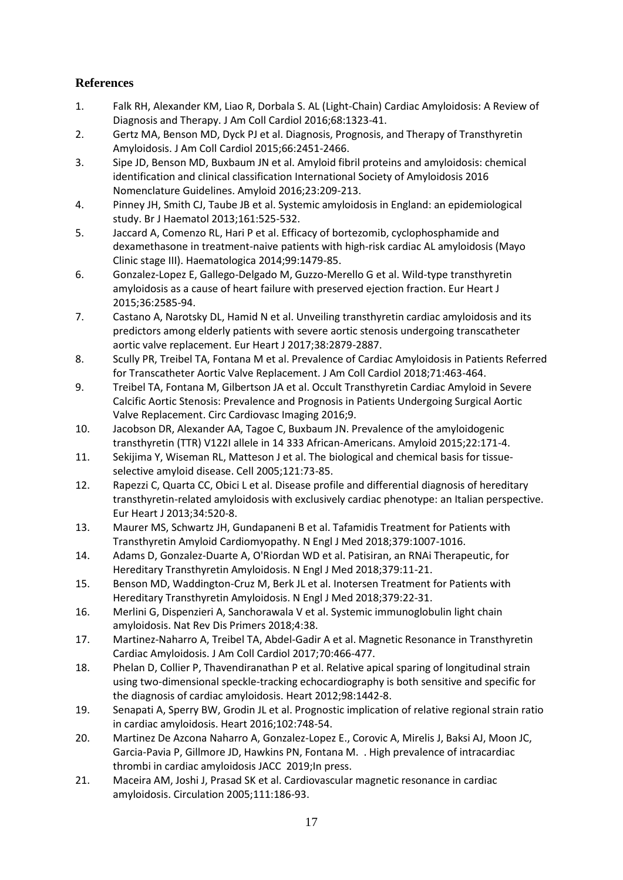## References

1. Falk RH, Alexander KM, Liao R, Dorbala S. AL (Light-Chain) Cardiac Amyloidosis: A Review of Diagnosis and Therapy. J Am Coll Cardiol 2016;68:1323-41.
2. Gertz MA, Benson MD, Dyck PJ et al. Diagnosis, Prognosis, and Therapy of Transthyretin Amyloidosis. J Am Coll Cardiol 2015;66:2451-2466.
3. Sipe JD, Benson MD, Buxbaum JN et al. Amyloid fibril proteins and amyloidosis: chemical identification and clinical classification International Society of Amyloidosis 2016 Nomenclature Guidelines. Amyloid 2016;23:209-213.
4. Pinney JH, Smith CJ, Taube JB et al. Systemic amyloidosis in England: an epidemiological study. Br J Haematol 2013;161:525-532.
5. Jaccard A, Comenzo RL, Hari P et al. Efficacy of bortezomib, cyclophosphamide and dexamethasone in treatment-naive patients with high-risk cardiac AL amyloidosis (Mayo Clinic stage III). Haematologica 2014;99:1479-85.
6. Gonzalez-Lopez E, Gallego-Delgado M, Guzzo-Merello G et al. Wild-type transthyretin amyloidosis as a cause of heart failure with preserved ejection fraction. Eur Heart J 2015;36:2585-94.
7. Castano A, Narotsky DL, Hamid N et al. Unveiling transthyretin cardiac amyloidosis and its predictors among elderly patients with severe aortic stenosis undergoing transcatheter aortic valve replacement. Eur Heart J 2017;38:2879-2887.
8. Scully PR, Treibel TA, Fontana M et al. Prevalence of Cardiac Amyloidosis in Patients Referred for Transcatheter Aortic Valve Replacement. J Am Coll Cardiol 2018;71:463-464.
9. Treibel TA, Fontana M, Gilbertson JA et al. Occult Transthyretin Cardiac Amyloid in Severe Calcific Aortic Stenosis: Prevalence and Prognosis in Patients Undergoing Surgical Aortic Valve Replacement. Circ Cardiovasc Imaging 2016;9.
10. Jacobson DR, Alexander AA, Tagoe C, Buxbaum JN. Prevalence of the amyloidogenic transthyretin (TTR) V122I allele in 14 333 African-Americans. Amyloid 2015;22:171-4.
11. Sekijima Y, Wiseman RL, Matteson J et al. The biological and chemical basis for tissue-selective amyloid disease. Cell 2005;121:73-85.
12. Rapezzi C, Quarta CC, Obici L et al. Disease profile and differential diagnosis of hereditary transthyretin-related amyloidosis with exclusively cardiac phenotype: an Italian perspective. Eur Heart J 2013;34:520-8.
13. Maurer MS, Schwartz JH, Gundapaneni B et al. Tafamidis Treatment for Patients with Transthyretin Amyloid Cardiomyopathy. N Engl J Med 2018;379:1007-1016.
14. Adams D, Gonzalez-Duarte A, O'Riordan WD et al. Patisiran, an RNAi Therapeutic, for Hereditary Transthyretin Amyloidosis. N Engl J Med 2018;379:11-21.
15. Benson MD, Waddington-Cruz M, Berk JL et al. Inotersen Treatment for Patients with Hereditary Transthyretin Amyloidosis. N Engl J Med 2018;379:22-31.
16. Merlini G, Dispenzieri A, Sanchorawala V et al. Systemic immunoglobulin light chain amyloidosis. Nat Rev Dis Primers 2018;4:38.
17. Martinez-Naharro A, Treibel TA, Abdel-Gadir A et al. Magnetic Resonance in Transthyretin Cardiac Amyloidosis. J Am Coll Cardiol 2017;70:466-477.
18. Phelan D, Collier P, Thavendiranathan P et al. Relative apical sparing of longitudinal strain using two-dimensional speckle-tracking echocardiography is both sensitive and specific for the diagnosis of cardiac amyloidosis. Heart 2012;98:1442-8.
19. Senapati A, Sperry BW, Grodin JL et al. Prognostic implication of relative regional strain ratio in cardiac amyloidosis. Heart 2016;102:748-54.
20. Martinez De Azcona Naharro A, Gonzalez-Lopez E., Corovic A, Mirelis J, Baksi AJ, Moon JC, Garcia-Pavia P, Gillmore JD, Hawkins PN, Fontana M. . High prevalence of intracardiac thrombi in cardiac amyloidosis JACC 2019;In press.
21. Maceira AM, Joshi J, Prasad SK et al. Cardiovascular magnetic resonance in cardiac amyloidosis. Circulation 2005;111:186-93.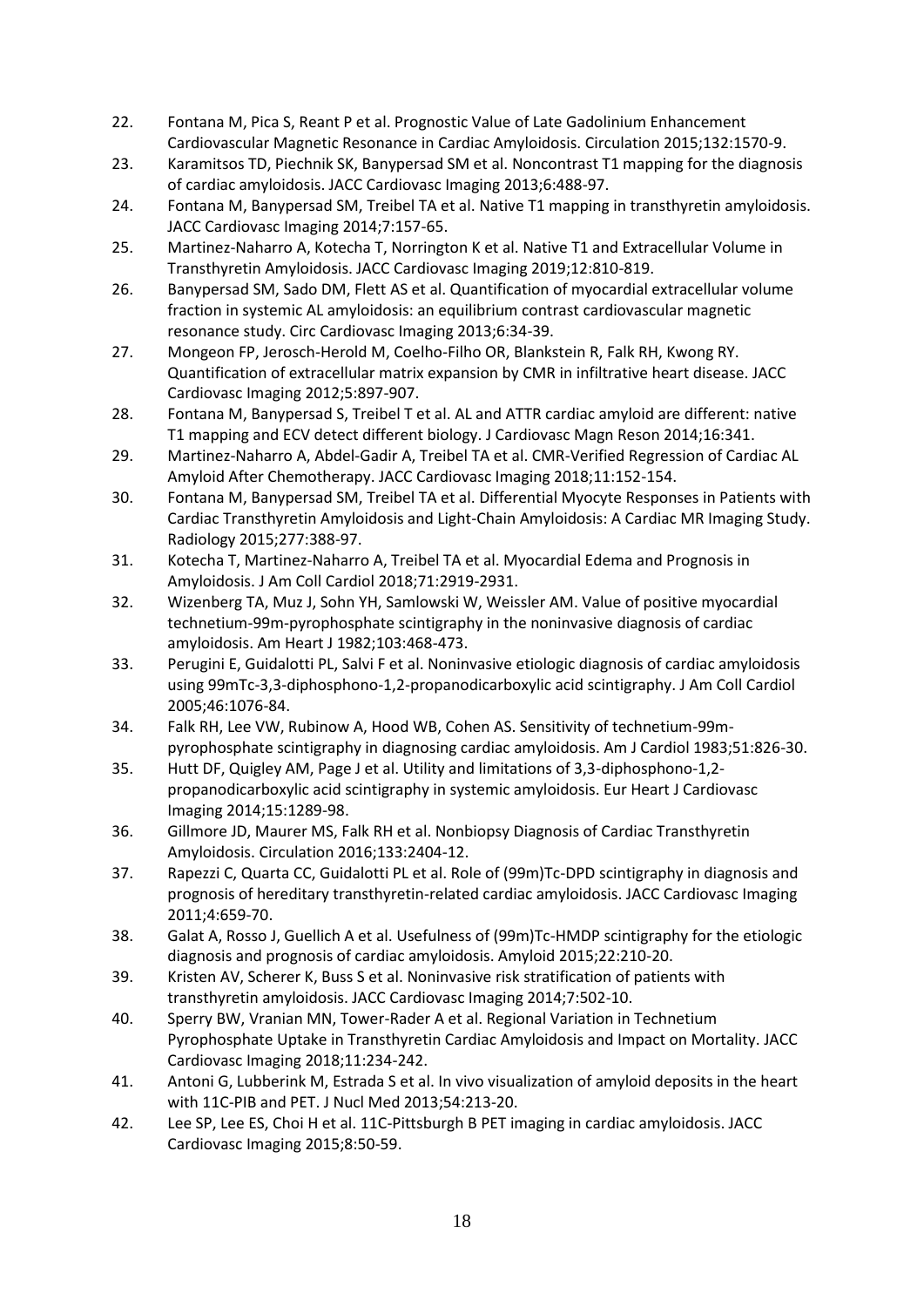22. Fontana M, Pica S, Reant P et al. Prognostic Value of Late Gadolinium Enhancement Cardiovascular Magnetic Resonance in Cardiac Amyloidosis. Circulation 2015;132:1570-9.
23. Karamitsos TD, Piechnik SK, Banypersad SM et al. Noncontrast T1 mapping for the diagnosis of cardiac amyloidosis. JACC Cardiovasc Imaging 2013;6:488-97.
24. Fontana M, Banypersad SM, Treibel TA et al. Native T1 mapping in transthyretin amyloidosis. JACC Cardiovasc Imaging 2014;7:157-65.
25. Martinez-Naharro A, Kotecha T, Norrington K et al. Native T1 and Extracellular Volume in Transthyretin Amyloidosis. JACC Cardiovasc Imaging 2019;12:810-819.
26. Banypersad SM, Sado DM, Flett AS et al. Quantification of myocardial extracellular volume fraction in systemic AL amyloidosis: an equilibrium contrast cardiovascular magnetic resonance study. Circ Cardiovasc Imaging 2013;6:34-39.
27. Mongeon FP, Jerosch-Herold M, Coelho-Filho OR, Blankstein R, Falk RH, Kwong RY. Quantification of extracellular matrix expansion by CMR in infiltrative heart disease. JACC Cardiovasc Imaging 2012;5:897-907.
28. Fontana M, Banypersad S, Treibel T et al. AL and ATTR cardiac amyloid are different: native T1 mapping and ECV detect different biology. J Cardiovasc Magn Reson 2014;16:341.
29. Martinez-Naharro A, Abdel-Gadir A, Treibel TA et al. CMR-Verified Regression of Cardiac AL Amyloid After Chemotherapy. JACC Cardiovasc Imaging 2018;11:152-154.
30. Fontana M, Banypersad SM, Treibel TA et al. Differential Myocyte Responses in Patients with Cardiac Transthyretin Amyloidosis and Light-Chain Amyloidosis: A Cardiac MR Imaging Study. Radiology 2015;277:388-97.
31. Kotecha T, Martinez-Naharro A, Treibel TA et al. Myocardial Edema and Prognosis in Amyloidosis. J Am Coll Cardiol 2018;71:2919-2931.
32. Wizenberg TA, Muz J, Sohn YH, Samlowski W, Weissler AM. Value of positive myocardial technetium-99m-pyrophosphate scintigraphy in the noninvasive diagnosis of cardiac amyloidosis. Am Heart J 1982;103:468-473.
33. Perugini E, Guidalotti PL, Salvi F et al. Noninvasive etiologic diagnosis of cardiac amyloidosis using 99mTc-3,3-diphosphono-1,2-propanodicarboxylic acid scintigraphy. J Am Coll Cardiol 2005;46:1076-84.
34. Falk RH, Lee VW, Rubinow A, Hood WB, Cohen AS. Sensitivity of technetium-99m-pyrophosphate scintigraphy in diagnosing cardiac amyloidosis. Am J Cardiol 1983;51:826-30.
35. Hutt DF, Quigley AM, Page J et al. Utility and limitations of 3,3-diphosphono-1,2-propanodicarboxylic acid scintigraphy in systemic amyloidosis. Eur Heart J Cardiovasc Imaging 2014;15:1289-98.
36. Gillmore JD, Maurer MS, Falk RH et al. Nonbiopsy Diagnosis of Cardiac Transthyretin Amyloidosis. Circulation 2016;133:2404-12.
37. Rapezzi C, Quarta CC, Guidalotti PL et al. Role of (99m)Tc-DPD scintigraphy in diagnosis and prognosis of hereditary transthyretin-related cardiac amyloidosis. JACC Cardiovasc Imaging 2011;4:659-70.
38. Galat A, Rosso J, Guellich A et al. Usefulness of (99m)Tc-HMDP scintigraphy for the etiologic diagnosis and prognosis of cardiac amyloidosis. Amyloid 2015;22:210-20.
39. Kristen AV, Scherer K, Buss S et al. Noninvasive risk stratification of patients with transthyretin amyloidosis. JACC Cardiovasc Imaging 2014;7:502-10.
40. Sperry BW, Vranian MN, Tower-Rader A et al. Regional Variation in Technetium Pyrophosphate Uptake in Transthyretin Cardiac Amyloidosis and Impact on Mortality. JACC Cardiovasc Imaging 2018;11:234-242.
41. Antoni G, Lubberink M, Estrada S et al. In vivo visualization of amyloid deposits in the heart with 11C-PIB and PET. J Nucl Med 2013;54:213-20.
42. Lee SP, Lee ES, Choi H et al. 11C-Pittsburgh B PET imaging in cardiac amyloidosis. JACC Cardiovasc Imaging 2015;8:50-59.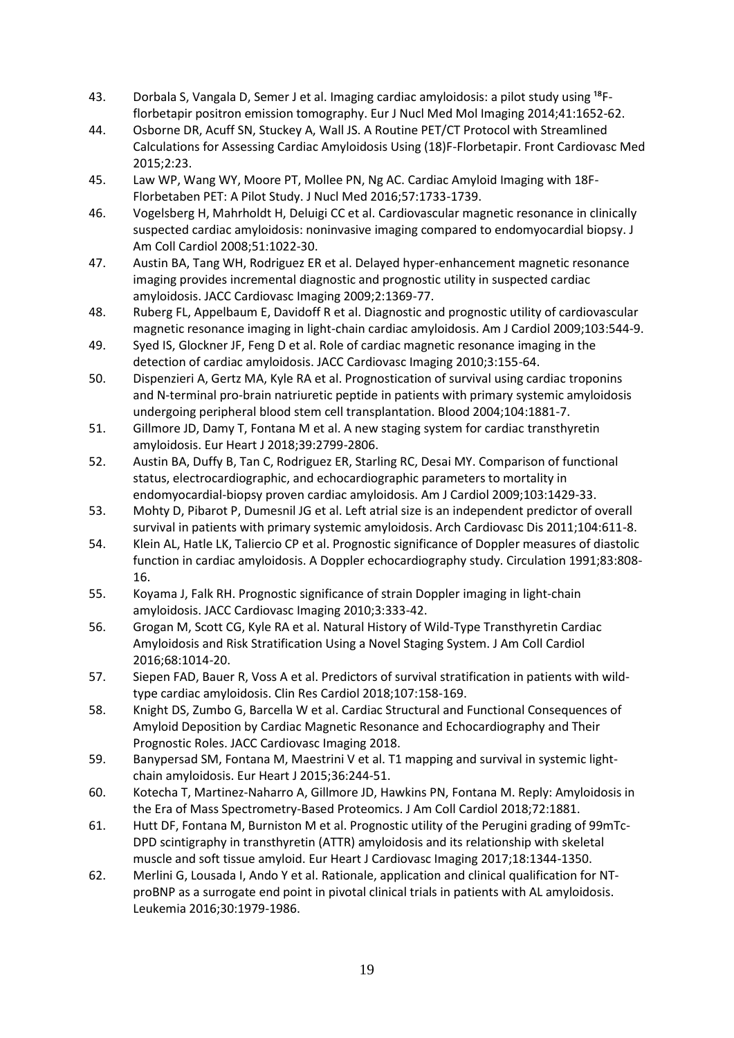43. Dorbala S, Vangala D, Semer J et al. Imaging cardiac amyloidosis: a pilot study using $^{18}$F-florbetapir positron emission tomography. Eur J Nucl Med Mol Imaging 2014;41:1652-62.
44. Osborne DR, Acuff SN, Stuckey A, Wall JS. A Routine PET/CT Protocol with Streamlined Calculations for Assessing Cardiac Amyloidosis Using (18)F-Florbetapir. Front Cardiovasc Med 2015;2:23.
45. Law WP, Wang WY, Moore PT, Mollee PN, Ng AC. Cardiac Amyloid Imaging with 18F-Florbetaben PET: A Pilot Study. J Nucl Med 2016;57:1733-1739.
46. Vogelsberg H, Mahrholdt H, Deluigi CC et al. Cardiovascular magnetic resonance in clinically suspected cardiac amyloidosis: noninvasive imaging compared to endomyocardial biopsy. J Am Coll Cardiol 2008;51:1022-30.
47. Austin BA, Tang WH, Rodriguez ER et al. Delayed hyper-enhancement magnetic resonance imaging provides incremental diagnostic and prognostic utility in suspected cardiac amyloidosis. JACC Cardiovasc Imaging 2009;2:1369-77.
48. Ruberg FL, Appelbaum E, Davidoff R et al. Diagnostic and prognostic utility of cardiovascular magnetic resonance imaging in light-chain cardiac amyloidosis. Am J Cardiol 2009;103:544-9.
49. Syed IS, Glockner JF, Feng D et al. Role of cardiac magnetic resonance imaging in the detection of cardiac amyloidosis. JACC Cardiovasc Imaging 2010;3:155-64.
50. Dispenzieri A, Gertz MA, Kyle RA et al. Prognostication of survival using cardiac troponins and N-terminal pro-brain natriuretic peptide in patients with primary systemic amyloidosis undergoing peripheral blood stem cell transplantation. Blood 2004;104:1881-7.
51. Gillmore JD, Damy T, Fontana M et al. A new staging system for cardiac transthyretin amyloidosis. Eur Heart J 2018;39:2799-2806.
52. Austin BA, Duffy B, Tan C, Rodriguez ER, Starling RC, Desai MY. Comparison of functional status, electrocardiographic, and echocardiographic parameters to mortality in endomyocardial-biopsy proven cardiac amyloidosis. Am J Cardiol 2009;103:1429-33.
53. Mohty D, Pibarot P, Dumesnil JG et al. Left atrial size is an independent predictor of overall survival in patients with primary systemic amyloidosis. Arch Cardiovasc Dis 2011;104:611-8.
54. Klein AL, Hatle LK, Taliercio CP et al. Prognostic significance of Doppler measures of diastolic function in cardiac amyloidosis. A Doppler echocardiography study. Circulation 1991;83:808-16.
55. Koyama J, Falk RH. Prognostic significance of strain Doppler imaging in light-chain amyloidosis. JACC Cardiovasc Imaging 2010;3:333-42.
56. Grogan M, Scott CG, Kyle RA et al. Natural History of Wild-Type Transthyretin Cardiac Amyloidosis and Risk Stratification Using a Novel Staging System. J Am Coll Cardiol 2016;68:1014-20.
57. Siepen FAD, Bauer R, Voss A et al. Predictors of survival stratification in patients with wild-type cardiac amyloidosis. Clin Res Cardiol 2018;107:158-169.
58. Knight DS, Zumbo G, Barcella W et al. Cardiac Structural and Functional Consequences of Amyloid Deposition by Cardiac Magnetic Resonance and Echocardiography and Their Prognostic Roles. JACC Cardiovasc Imaging 2018.
59. Banypersad SM, Fontana M, Maestrini V et al. T1 mapping and survival in systemic light-chain amyloidosis. Eur Heart J 2015;36:244-51.
60. Kotecha T, Martinez-Naharro A, Gillmore JD, Hawkins PN, Fontana M. Reply: Amyloidosis in the Era of Mass Spectrometry-Based Proteomics. J Am Coll Cardiol 2018;72:1881.
61. Hutt DF, Fontana M, Burniston M et al. Prognostic utility of the Perugini grading of 99mTc-DPD scintigraphy in transthyretin (ATTR) amyloidosis and its relationship with skeletal muscle and soft tissue amyloid. Eur Heart J Cardiovasc Imaging 2017;18:1344-1350.
62. Merlini G, Lousada I, Ando Y et al. Rationale, application and clinical qualification for NT-proBNP as a surrogate end point in pivotal clinical trials in patients with AL amyloidosis. Leukemia 2016;30:1979-1986.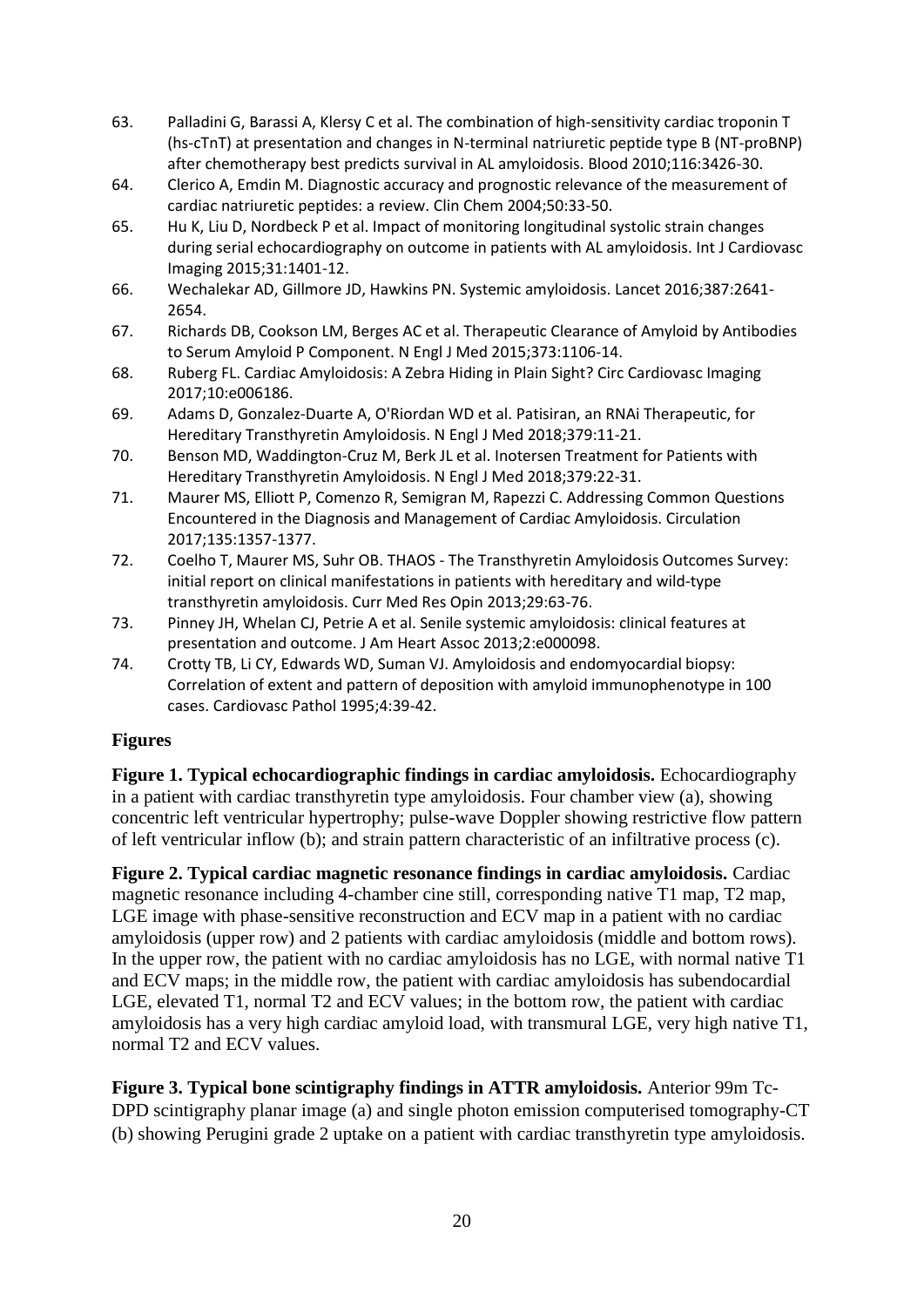63. Palladini G, Barassi A, Klersy C et al. The combination of high-sensitivity cardiac troponin T (hs-cTnT) at presentation and changes in N-terminal natriuretic peptide type B (NT-proBNP) after chemotherapy best predicts survival in AL amyloidosis. Blood 2010;116:3426-30.
64. Clerico A, Emdin M. Diagnostic accuracy and prognostic relevance of the measurement of cardiac natriuretic peptides: a review. Clin Chem 2004;50:33-50.
65. Hu K, Liu D, Nordbeck P et al. Impact of monitoring longitudinal systolic strain changes during serial echocardiography on outcome in patients with AL amyloidosis. Int J Cardiovasc Imaging 2015;31:1401-12.
66. Wechalekar AD, Gillmore JD, Hawkins PN. Systemic amyloidosis. Lancet 2016;387:2641-2654.
67. Richards DB, Cookson LM, Berges AC et al. Therapeutic Clearance of Amyloid by Antibodies to Serum Amyloid P Component. N Engl J Med 2015;373:1106-14.
68. Ruberg FL. Cardiac Amyloidosis: A Zebra Hiding in Plain Sight? Circ Cardiovasc Imaging 2017;10:e006186.
69. Adams D, Gonzalez-Duarte A, O'Riordan WD et al. Patisiran, an RNAi Therapeutic, for Hereditary Transthyretin Amyloidosis. N Engl J Med 2018;379:11-21.
70. Benson MD, Waddington-Cruz M, Berk JL et al. Inotersen Treatment for Patients with Hereditary Transthyretin Amyloidosis. N Engl J Med 2018;379:22-31.
71. Maurer MS, Elliott P, Comenzo R, Semigran M, Rapezzi C. Addressing Common Questions Encountered in the Diagnosis and Management of Cardiac Amyloidosis. Circulation 2017;135:1357-1377.
72. Coelho T, Maurer MS, Suhr OB. THAOS - The Transthyretin Amyloidosis Outcomes Survey: initial report on clinical manifestations in patients with hereditary and wild-type transthyretin amyloidosis. Curr Med Res Opin 2013;29:63-76.
73. Pinney JH, Whelan CJ, Petrie A et al. Senile systemic amyloidosis: clinical features at presentation and outcome. J Am Heart Assoc 2013;2:e000098.
74. Crotty TB, Li CY, Edwards WD, Suman VJ. Amyloidosis and endomyocardial biopsy: Correlation of extent and pattern of deposition with amyloid immunophenotype in 100 cases. Cardiovasc Pathol 1995;4:39-42.

## Figures

**Figure 1. Typical echocardiographic findings in cardiac amyloidosis.** Echocardiography in a patient with cardiac transthyretin type amyloidosis. Four chamber view (a), showing concentric left ventricular hypertrophy; pulse-wave Doppler showing restrictive flow pattern of left ventricular inflow (b); and strain pattern characteristic of an infiltrative process (c).

**Figure 2. Typical cardiac magnetic resonance findings in cardiac amyloidosis.** Cardiac magnetic resonance including 4-chamber cine still, corresponding native T1 map, T2 map, LGE image with phase-sensitive reconstruction and ECV map in a patient with no cardiac amyloidosis (upper row) and 2 patients with cardiac amyloidosis (middle and bottom rows). In the upper row, the patient with no cardiac amyloidosis has no LGE, with normal native T1 and ECV maps; in the middle row, the patient with cardiac amyloidosis has subendocardial LGE, elevated T1, normal T2 and ECV values; in the bottom row, the patient with cardiac amyloidosis has a very high cardiac amyloid load, with transmural LGE, very high native T1, normal T2 and ECV values.

**Figure 3. Typical bone scintigraphy findings in ATTR amyloidosis.** Anterior 99m Tc-DPD scintigraphy planar image (a) and single photon emission computerised tomography-CT (b) showing Perugini grade 2 uptake on a patient with cardiac transthyretin type amyloidosis.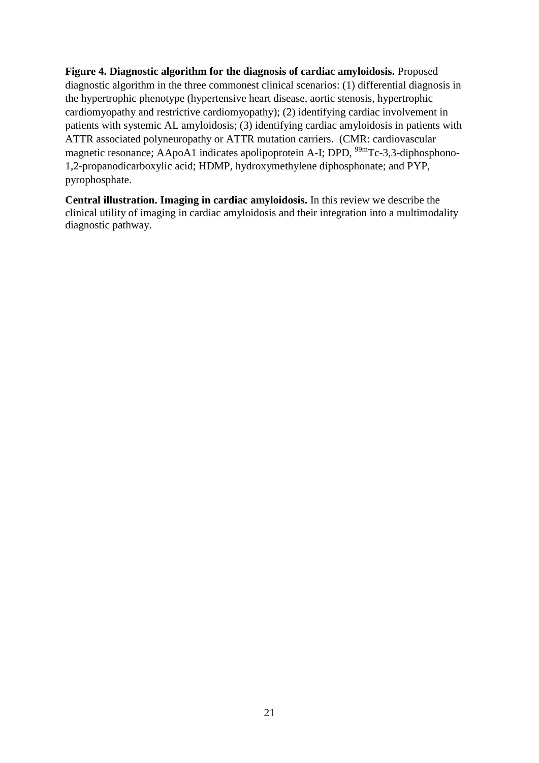**Figure 4. Diagnostic algorithm for the diagnosis of cardiac amyloidosis.** Proposed diagnostic algorithm in the three commonest clinical scenarios: (1) differential diagnosis in the hypertrophic phenotype (hypertensive heart disease, aortic stenosis, hypertrophic cardiomyopathy and restrictive cardiomyopathy); (2) identifying cardiac involvement in patients with systemic AL amyloidosis; (3) identifying cardiac amyloidosis in patients with ATTR associated polyneuropathy or ATTR mutation carriers. (CMR: cardiovascular magnetic resonance; AApoA1 indicates apolipoprotein A-I; DPD, $^{99m}$Tc-3,3-diphosphono-1,2-propanodicarboxylic acid; HDMP, hydroxymethylene diphosphonate; and PYP, pyrophosphate.

**Central illustration. Imaging in cardiac amyloidosis.** In this review we describe the clinical utility of imaging in cardiac amyloidosis and their integration into a multimodality diagnostic pathway.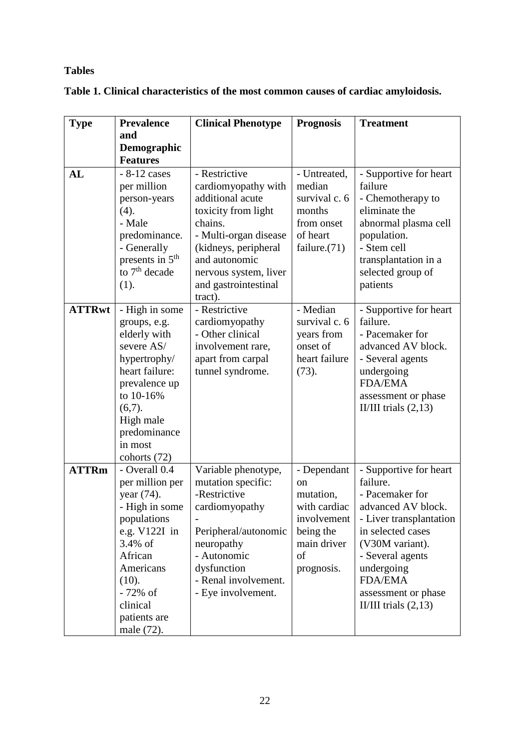## Tables

**Table 1. Clinical characteristics of the most common causes of cardiac amyloidosis.**

| Type | Prevalence and Demographic Features | Clinical Phenotype | Prognosis | Treatment |
|---|---|---|---|---|
| **AL** | - 8-12 cases per million person-years (4).<br>- Male predominance.<br>- Generally presents in 5th to 7th decade (1). | - Restrictive cardiomyopathy with additional acute toxicity from light chains.<br>- Multi-organ disease (kidneys, peripheral and autonomic nervous system, liver and gastrointestinal tract). | - Untreated, median survival c. 6 months from onset of heart failure.(71) | - Supportive for heart failure<br>- Chemotherapy to eliminate the abnormal plasma cell population.<br>- Stem cell transplantation in a selected group of patients |
| **ATTRwt** | - High in some groups, e.g. elderly with severe AS/ hypertrophy/ heart failure: prevalence up to 10-16% (6,7).<br>High male predominance in most cohorts (72) | - Restrictive cardiomyopathy<br>- Other clinical involvement rare, apart from carpal tunnel syndrome. | - Median survival c. 6 years from onset of heart failure (73). | - Supportive for heart failure.<br>- Pacemaker for advanced AV block.<br>- Several agents undergoing FDA/EMA assessment or phase II/III trials (2,13) |
| **ATTRm** | - Overall 0.4 per million per year (74).<br>- High in some populations e.g. V122I in 3.4% of African Americans (10).<br>- 72% of clinical patients are male (72). | Variable phenotype, mutation specific:<br>-Restrictive cardiomyopathy<br>-<br>Peripheral/autonomic neuropathy<br>- Autonomic dysfunction<br>- Renal involvement.<br>- Eye involvement. | - Dependant on mutation, with cardiac involvement being the main driver of prognosis. | - Supportive for heart failure.<br>- Pacemaker for advanced AV block.<br>- Liver transplantation in selected cases (V30M variant).<br>- Several agents undergoing FDA/EMA assessment or phase II/III trials (2,13) |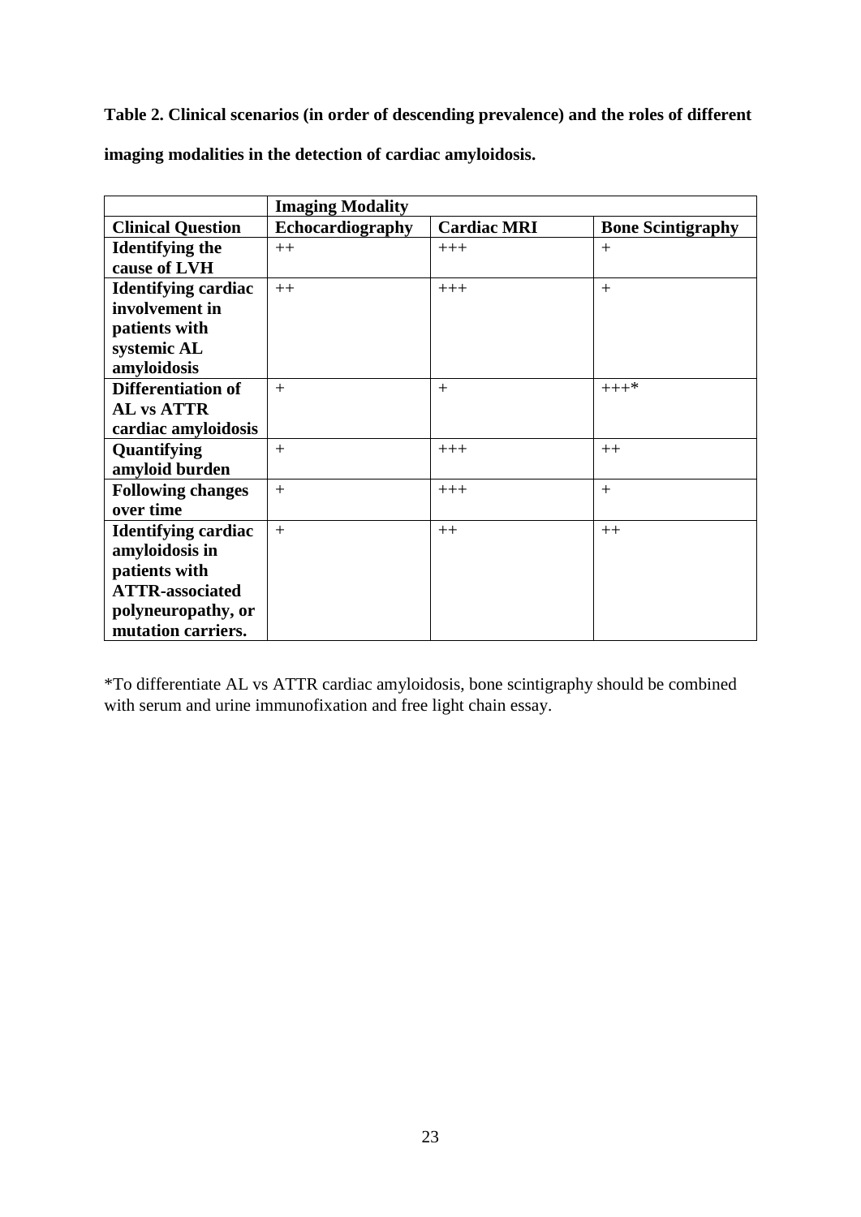**Table 2. Clinical scenarios (in order of descending prevalence) and the roles of different imaging modalities in the detection of cardiac amyloidosis.**

| | Imaging Modality | | |
|---|---|---|---|
| **Clinical Question** | **Echocardiography** | **Cardiac MRI** | **Bone Scintigraphy** |
| **Identifying the cause of LVH** | ++ | +++ | + |
| **Identifying cardiac involvement in patients with systemic AL amyloidosis** | ++ | +++ | + |
| **Differentiation of AL vs ATTR cardiac amyloidosis** | + | + | +++* |
| **Quantifying amyloid burden** | + | +++ | ++ |
| **Following changes over time** | + | +++ | + |
| **Identifying cardiac amyloidosis in patients with ATTR-associated polyneuropathy, or mutation carriers.** | + | ++ | ++ |

*To differentiate AL vs ATTR cardiac amyloidosis, bone scintigraphy should be combined with serum and urine immunofixation and free light chain essay.